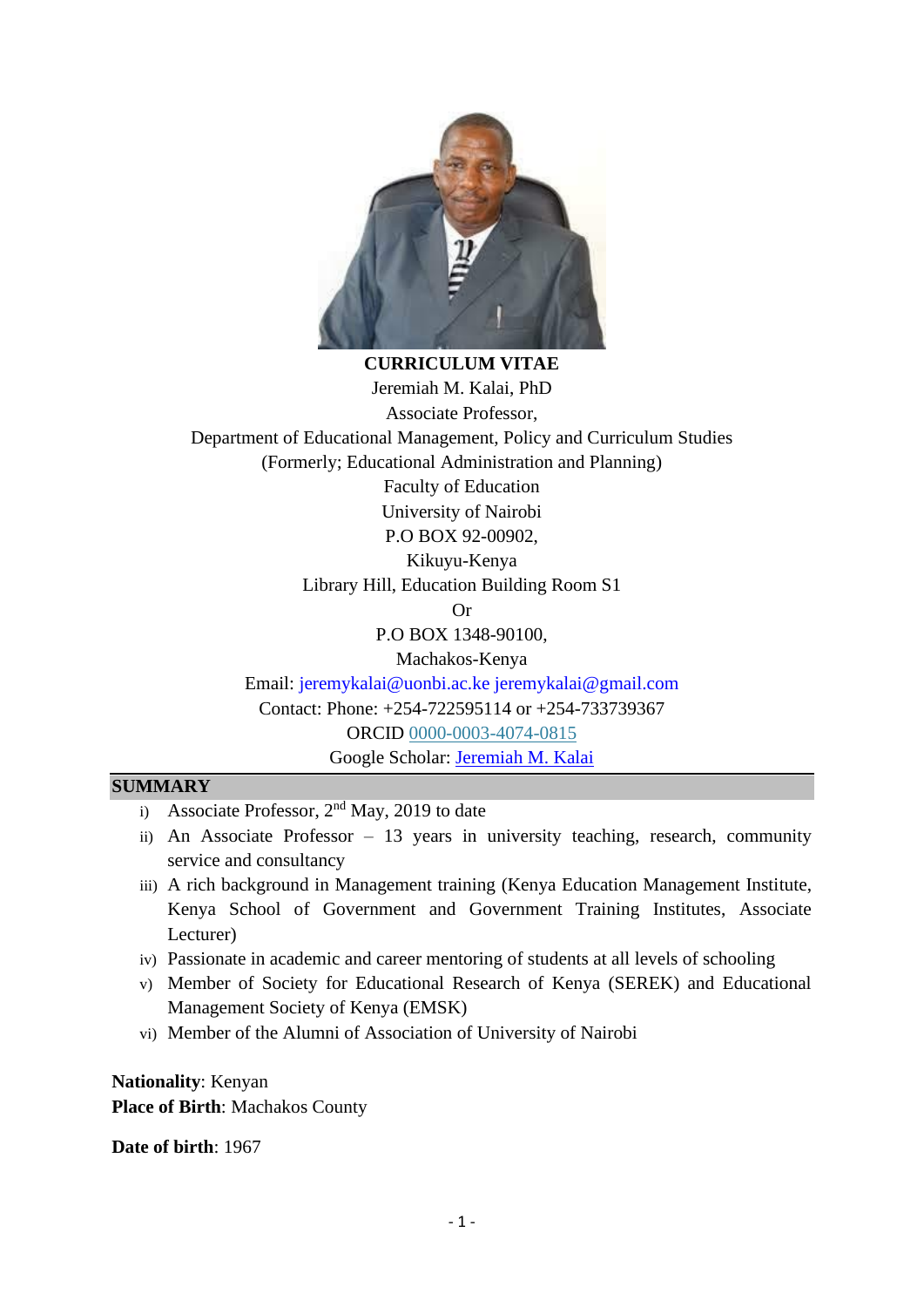**CURRICULUM VITAE**

Jeremiah M. Kalai, PhD

Associate Professor,

Department of Educational Management, Policy and Curriculum Studies

(Formerly; Educational Administration and Planning)

Faculty of Education

University of Nairobi

P.O BOX 92-00902,

Kikuyu-Kenya

Library Hill, Education Building Room S1

Or

P.O BOX 1348-90100,

Machakos-Kenya

Email: jeremykalai@uonbi.ac.ke jeremykalai@gmail.com

Contact: Phone: +254-722595114 or +254-733739367

ORCID 0000-0003-4074-0815

Google Scholar: Jeremiah M. Kalai

## SUMMARY

i) Associate Professor, 2nd May, 2019 to date
ii) An Associate Professor – 13 years in university teaching, research, community service and consultancy
iii) A rich background in Management training (Kenya Education Management Institute, Kenya School of Government and Government Training Institutes, Associate Lecturer)
iv) Passionate in academic and career mentoring of students at all levels of schooling
v) Member of Society for Educational Research of Kenya (SEREK) and Educational Management Society of Kenya (EMSK)
vi) Member of the Alumni of Association of University of Nairobi

**Nationality**: Kenyan
**Place of Birth**: Machakos County

**Date of birth**: 1967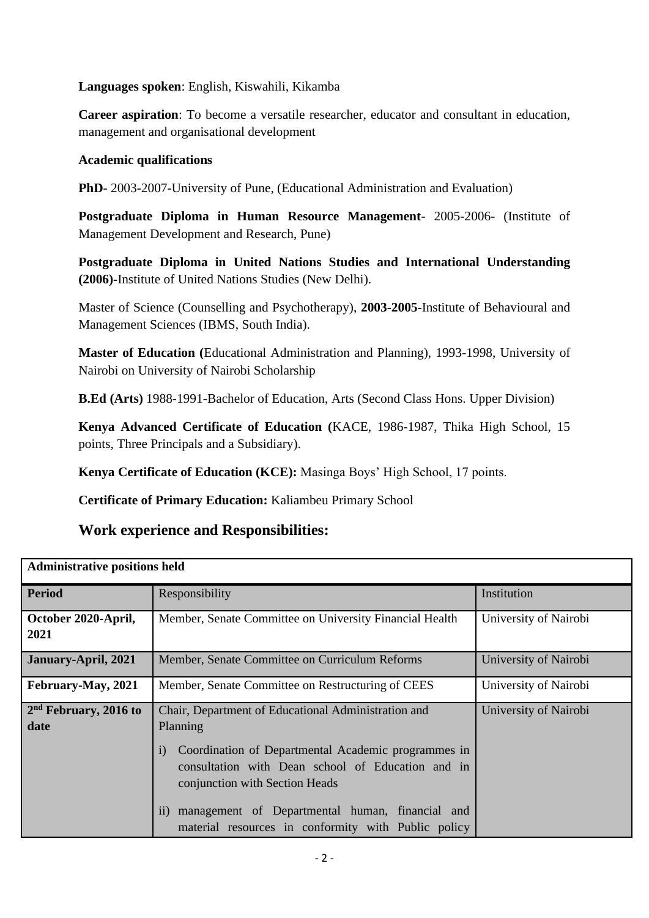**Languages spoken**: English, Kiswahili, Kikamba

**Career aspiration**: To become a versatile researcher, educator and consultant in education, management and organisational development

**Academic qualifications**

**PhD**- 2003-2007-University of Pune, (Educational Administration and Evaluation)

**Postgraduate Diploma in Human Resource Management**- 2005-2006- (Institute of Management Development and Research, Pune)

**Postgraduate Diploma in United Nations Studies and International Understanding (2006)-**Institute of United Nations Studies (New Delhi).

Master of Science (Counselling and Psychotherapy), **2003-2005-**Institute of Behavioural and Management Sciences (IBMS, South India).

**Master of Education (**Educational Administration and Planning), 1993-1998, University of Nairobi on University of Nairobi Scholarship

**B.Ed (Arts)** 1988-1991-Bachelor of Education, Arts (Second Class Hons. Upper Division)

**Kenya Advanced Certificate of Education (**KACE, 1986-1987, Thika High School, 15 points, Three Principals and a Subsidiary).

**Kenya Certificate of Education (KCE):** Masinga Boys' High School, 17 points.

**Certificate of Primary Education:** Kaliambeu Primary School

## Work experience and Responsibilities:

| **Administrative positions held** | | |
|---|---|---|
| **Period** | Responsibility | Institution |
| **October 2020-April, 2021** | Member, Senate Committee on University Financial Health | University of Nairobi |
| **January-April, 2021** | Member, Senate Committee on Curriculum Reforms | University of Nairobi |
| **February-May, 2021** | Member, Senate Committee on Restructuring of CEES | University of Nairobi |
| **2nd February, 2016 to date** | Chair, Department of Educational Administration and Planning<br><br>i) Coordination of Departmental Academic programmes in consultation with Dean school of Education and in conjunction with Section Heads<br><br>ii) management of Departmental human, financial and material resources in conformity with Public policy | University of Nairobi |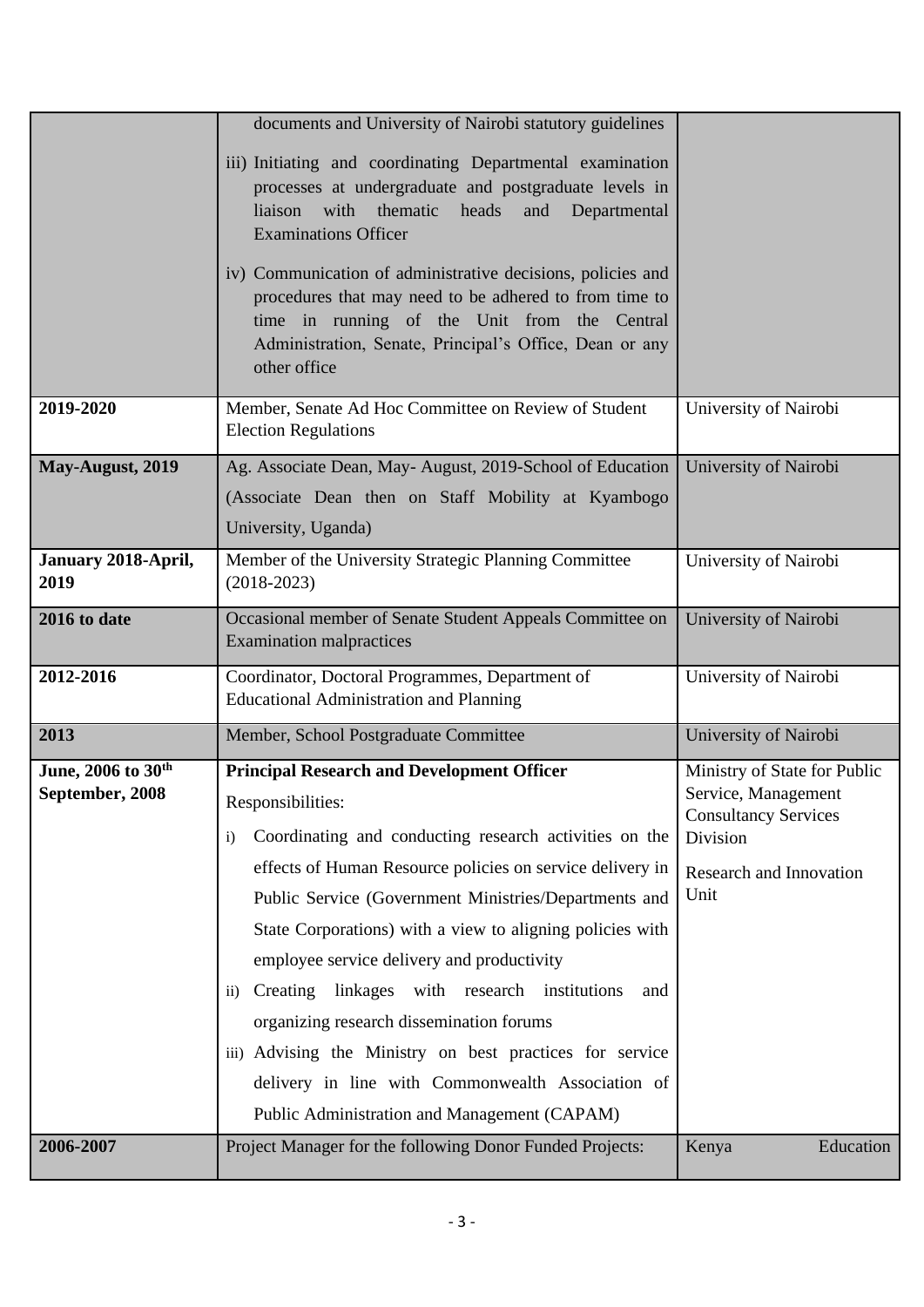| | | |
|---|---|---|
| | documents and University of Nairobi statutory guidelines<br>iii) Initiating and coordinating Departmental examination processes at undergraduate and postgraduate levels in liaison with thematic heads and Departmental Examinations Officer<br>iv) Communication of administrative decisions, policies and procedures that may need to be adhered to from time to time in running of the Unit from the Central Administration, Senate, Principal's Office, Dean or any other office | |
| **2019-2020** | Member, Senate Ad Hoc Committee on Review of Student Election Regulations | University of Nairobi |
| **May-August, 2019** | Ag. Associate Dean, May- August, 2019-School of Education (Associate Dean then on Staff Mobility at Kyambogo University, Uganda) | University of Nairobi |
| **January 2018-April, 2019** | Member of the University Strategic Planning Committee (2018-2023) | University of Nairobi |
| **2016 to date** | Occasional member of Senate Student Appeals Committee on Examination malpractices | University of Nairobi |
| **2012-2016** | Coordinator, Doctoral Programmes, Department of Educational Administration and Planning | University of Nairobi |
| **2013** | Member, School Postgraduate Committee | University of Nairobi |
| **June, 2006 to 30th September, 2008** | **Principal Research and Development Officer**<br>Responsibilities:<br>i) Coordinating and conducting research activities on the effects of Human Resource policies on service delivery in Public Service (Government Ministries/Departments and State Corporations) with a view to aligning policies with employee service delivery and productivity<br>ii) Creating linkages with research institutions and organizing research dissemination forums<br>iii) Advising the Ministry on best practices for service delivery in line with Commonwealth Association of Public Administration and Management (CAPAM) | Ministry of State for Public Service, Management Consultancy Services Division<br>Research and Innovation Unit |
| **2006-2007** | Project Manager for the following Donor Funded Projects: | Kenya Education |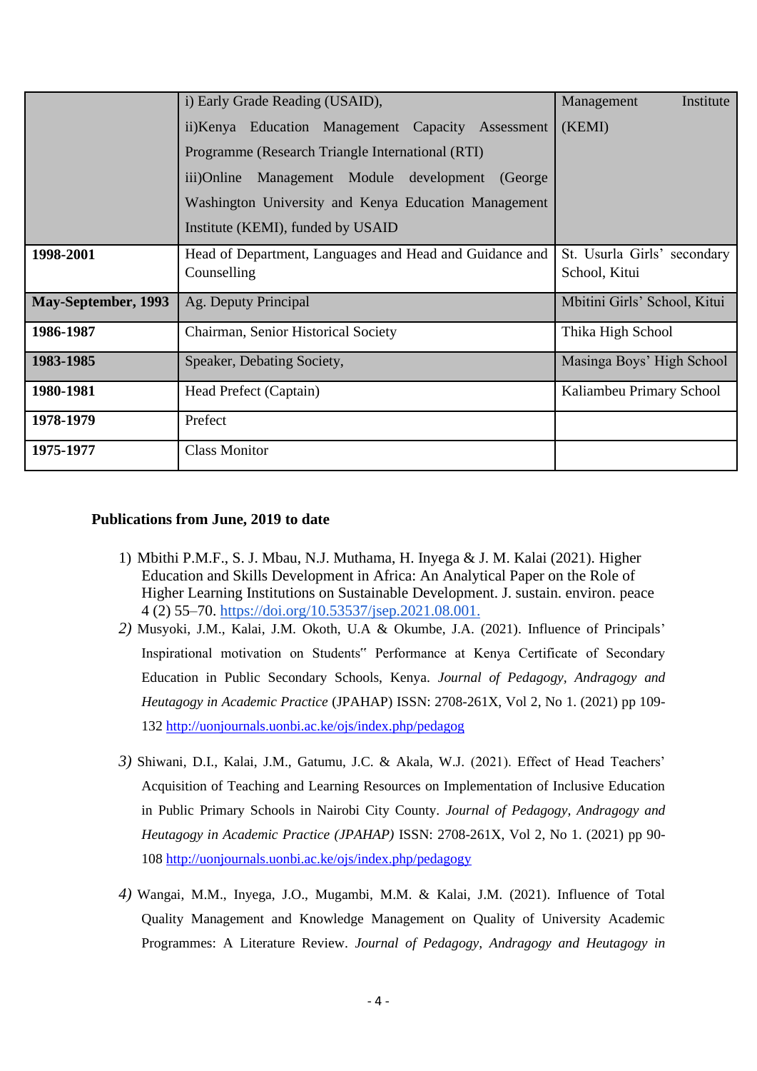| | | |
|---|---|---|
| | i) Early Grade Reading (USAID),<br>ii)Kenya Education Management Capacity Assessment Programme (Research Triangle International (RTI)<br>iii)Online Management Module development (George Washington University and Kenya Education Management Institute (KEMI), funded by USAID | Management Institute (KEMI) |
| **1998-2001** | Head of Department, Languages and Head and Guidance and Counselling | St. Usurla Girls' secondary School, Kitui |
| **May-September, 1993** | Ag. Deputy Principal | Mbitini Girls' School, Kitui |
| **1986-1987** | Chairman, Senior Historical Society | Thika High School |
| **1983-1985** | Speaker, Debating Society, | Masinga Boys' High School |
| **1980-1981** | Head Prefect (Captain) | Kaliambeu Primary School |
| **1978-1979** | Prefect | |
| **1975-1977** | Class Monitor | |

**Publications from June, 2019 to date**

1) Mbithi P.M.F., S. J. Mbau, N.J. Muthama, H. Inyega & J. M. Kalai (2021). Higher Education and Skills Development in Africa: An Analytical Paper on the Role of Higher Learning Institutions on Sustainable Development. J. sustain. environ. peace 4 (2) 55–70. https://doi.org/10.53537/jsep.2021.08.001.
2) Musyoki, J.M., Kalai, J.M. Okoth, U.A & Okumbe, J.A. (2021). Influence of Principals' Inspirational motivation on Students" Performance at Kenya Certificate of Secondary Education in Public Secondary Schools, Kenya. *Journal of Pedagogy, Andragogy and Heutagogy in Academic Practice* (JPAHAP) ISSN: 2708-261X, Vol 2, No 1. (2021) pp 109-132 http://uonjournals.uonbi.ac.ke/ojs/index.php/pedagog
3) Shiwani, D.I., Kalai, J.M., Gatumu, J.C. & Akala, W.J. (2021). Effect of Head Teachers' Acquisition of Teaching and Learning Resources on Implementation of Inclusive Education in Public Primary Schools in Nairobi City County. *Journal of Pedagogy, Andragogy and Heutagogy in Academic Practice (JPAHAP)* ISSN: 2708-261X, Vol 2, No 1. (2021) pp 90-108 http://uonjournals.uonbi.ac.ke/ojs/index.php/pedagogy
4) Wangai, M.M., Inyega, J.O., Mugambi, M.M. & Kalai, J.M. (2021). Influence of Total Quality Management and Knowledge Management on Quality of University Academic Programmes: A Literature Review. *Journal of Pedagogy, Andragogy and Heutagogy in*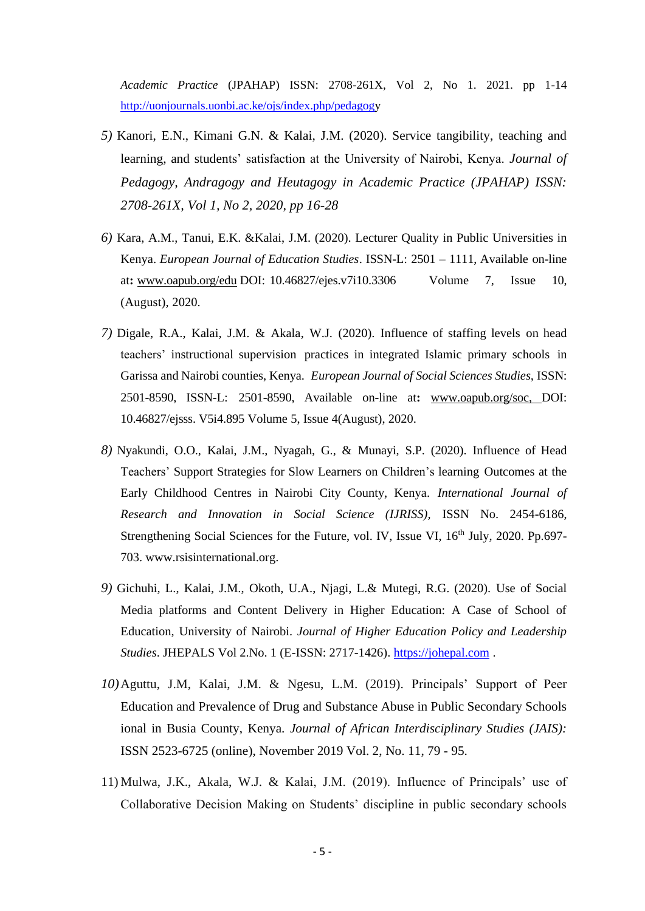*Academic Practice* (JPAHAP) ISSN: 2708-261X, Vol 2, No 1. 2021. pp 1-14 http://uonjournals.uonbi.ac.ke/ojs/index.php/pedagogy

*5)* Kanori, E.N., Kimani G.N. & Kalai, J.M. (2020). Service tangibility, teaching and learning, and students' satisfaction at the University of Nairobi, Kenya. *Journal of Pedagogy, Andragogy and Heutagogy in Academic Practice (JPAHAP) ISSN: 2708-261X, Vol 1, No 2, 2020, pp 16-28*

*6)* Kara, A.M., Tanui, E.K. &Kalai, J.M. (2020). Lecturer Quality in Public Universities in Kenya. *European Journal of Education Studies*. ISSN-L: 2501 – 1111, Available on-line at**:** www.oapub.org/edu DOI: 10.46827/ejes.v7i10.3306 Volume 7, Issue 10, (August), 2020.

*7)* Digale, R.A., Kalai, J.M. & Akala, W.J. (2020). Influence of staffing levels on head teachers' instructional supervision practices in integrated Islamic primary schools in Garissa and Nairobi counties, Kenya. *European Journal of Social Sciences Studies,* ISSN: 2501-8590, ISSN-L: 2501-8590, Available on-line at**:** www.oapub.org/soc, DOI: 10.46827/ejsss. V5i4.895 Volume 5, Issue 4(August), 2020.

*8)* Nyakundi, O.O., Kalai, J.M., Nyagah, G., & Munayi, S.P. (2020). Influence of Head Teachers' Support Strategies for Slow Learners on Children's learning Outcomes at the Early Childhood Centres in Nairobi City County, Kenya. *International Journal of Research and Innovation in Social Science (IJRISS),* ISSN No. 2454-6186, Strengthening Social Sciences for the Future, vol. IV, Issue VI, 16th July, 2020. Pp.697-703. www.rsisinternational.org.

*9)* Gichuhi, L., Kalai, J.M., Okoth, U.A., Njagi, L.& Mutegi, R.G. (2020). Use of Social Media platforms and Content Delivery in Higher Education: A Case of School of Education, University of Nairobi. *Journal of Higher Education Policy and Leadership Studies*. JHEPALS Vol 2.No. 1 (E-ISSN: 2717-1426). https://johepal.com .

*10)* Aguttu, J.M, Kalai, J.M. & Ngesu, L.M. (2019). Principals' Support of Peer Education and Prevalence of Drug and Substance Abuse in Public Secondary Schools ional in Busia County, Kenya. *Journal of African Interdisciplinary Studies (JAIS):* ISSN 2523-6725 (online), November 2019 Vol. 2, No. 11, 79 - 95.

11) Mulwa, J.K., Akala, W.J. & Kalai, J.M. (2019). Influence of Principals' use of Collaborative Decision Making on Students' discipline in public secondary schools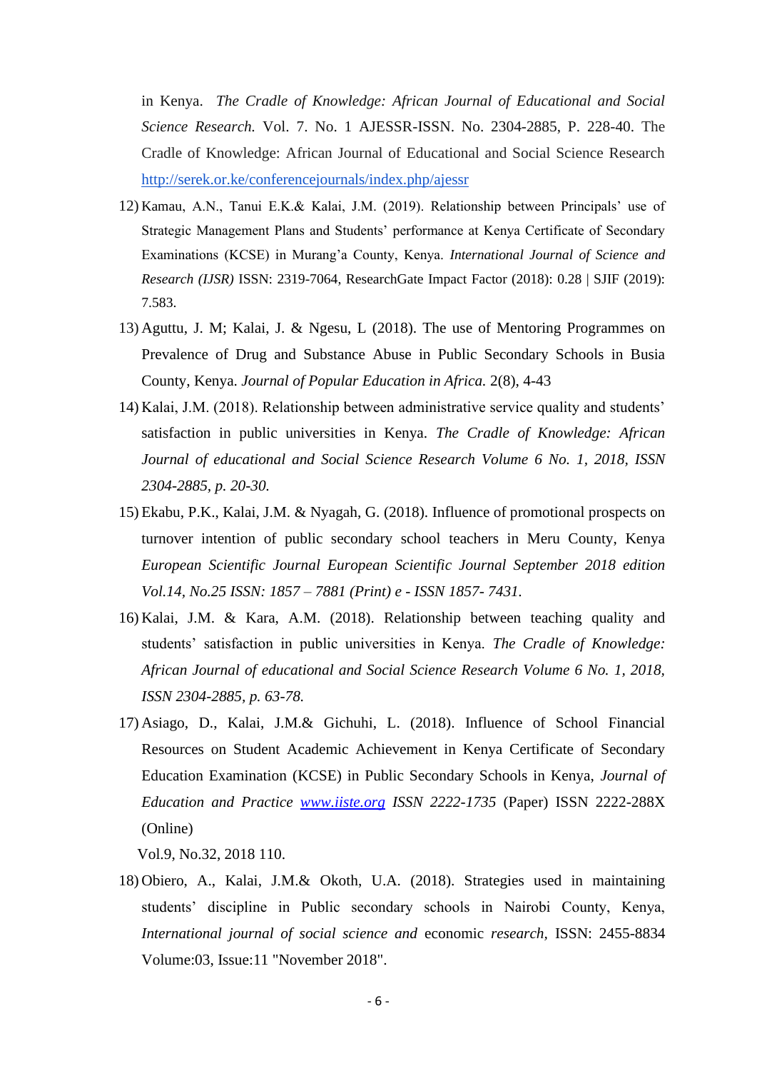in Kenya. *The Cradle of Knowledge: African Journal of Educational and Social Science Research.* Vol. 7. No. 1 AJESSR-ISSN. No. 2304-2885, P. 228-40. The Cradle of Knowledge: African Journal of Educational and Social Science Research http://serek.or.ke/conferencejournals/index.php/ajessr

12) Kamau, A.N., Tanui E.K.& Kalai, J.M. (2019). Relationship between Principals' use of Strategic Management Plans and Students' performance at Kenya Certificate of Secondary Examinations (KCSE) in Murang'a County, Kenya. *International Journal of Science and Research (IJSR)* ISSN: 2319-7064, ResearchGate Impact Factor (2018): 0.28 | SJIF (2019): 7.583.
13) Aguttu, J. M; Kalai, J. & Ngesu, L (2018). The use of Mentoring Programmes on Prevalence of Drug and Substance Abuse in Public Secondary Schools in Busia County, Kenya. *Journal of Popular Education in Africa.* 2(8), 4-43
14) Kalai, J.M. (2018). Relationship between administrative service quality and students' satisfaction in public universities in Kenya. *The Cradle of Knowledge: African Journal of educational and Social Science Research Volume 6 No. 1, 2018, ISSN 2304-2885, p. 20-30.*
15) Ekabu, P.K., Kalai, J.M. & Nyagah, G. (2018). Influence of promotional prospects on turnover intention of public secondary school teachers in Meru County, Kenya *European Scientific Journal European Scientific Journal September 2018 edition Vol.14, No.25 ISSN: 1857 – 7881 (Print) e - ISSN 1857- 7431.*
16) Kalai, J.M. & Kara, A.M. (2018). Relationship between teaching quality and students' satisfaction in public universities in Kenya. *The Cradle of Knowledge: African Journal of educational and Social Science Research Volume 6 No. 1, 2018, ISSN 2304-2885, p. 63-78.*
17) Asiago, D., Kalai, J.M.& Gichuhi, L. (2018). Influence of School Financial Resources on Student Academic Achievement in Kenya Certificate of Secondary Education Examination (KCSE) in Public Secondary Schools in Kenya, *Journal of Education and Practice* www.iiste.org *ISSN 2222-1735* (Paper) ISSN 2222-288X (Online)

    Vol.9, No.32, 2018 110.
18) Obiero, A., Kalai, J.M.& Okoth, U.A. (2018). Strategies used in maintaining students' discipline in Public secondary schools in Nairobi County, Kenya, *International journal of social science and* economic *research,* ISSN: 2455-8834 Volume:03, Issue:11 "November 2018".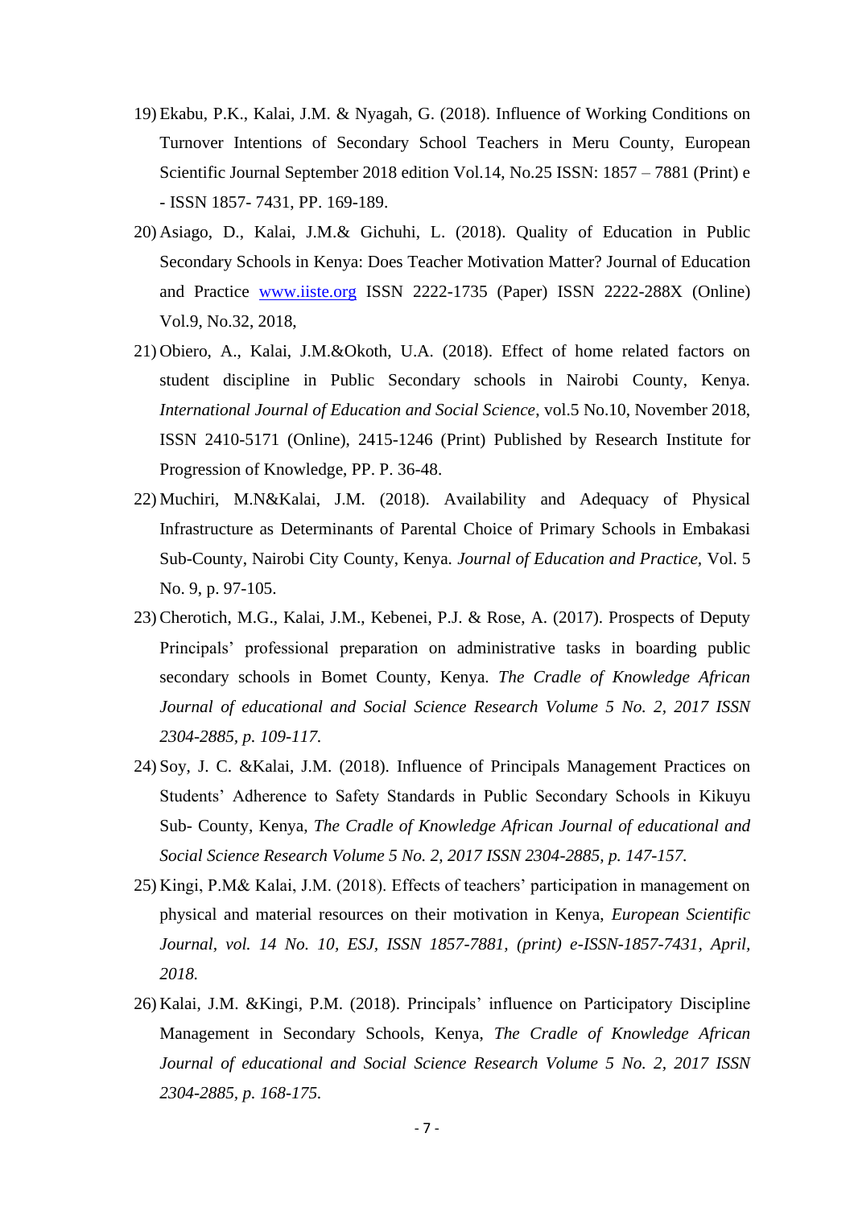19) Ekabu, P.K., Kalai, J.M. & Nyagah, G. (2018). Influence of Working Conditions on Turnover Intentions of Secondary School Teachers in Meru County, European Scientific Journal September 2018 edition Vol.14, No.25 ISSN: 1857 – 7881 (Print) e - ISSN 1857- 7431, PP. 169-189.
20) Asiago, D., Kalai, J.M.& Gichuhi, L. (2018). Quality of Education in Public Secondary Schools in Kenya: Does Teacher Motivation Matter? Journal of Education and Practice [www.iiste.org](www.iiste.org) ISSN 2222-1735 (Paper) ISSN 2222-288X (Online) Vol.9, No.32, 2018,
21) Obiero, A., Kalai, J.M.&Okoth, U.A. (2018). Effect of home related factors on student discipline in Public Secondary schools in Nairobi County, Kenya. *International Journal of Education and Social Science*, vol.5 No.10, November 2018, ISSN 2410-5171 (Online), 2415-1246 (Print) Published by Research Institute for Progression of Knowledge, PP. P. 36-48.
22) Muchiri, M.N&Kalai, J.M. (2018). Availability and Adequacy of Physical Infrastructure as Determinants of Parental Choice of Primary Schools in Embakasi Sub-County, Nairobi City County, Kenya. *Journal of Education and Practice*, Vol. 5 No. 9, p. 97-105.
23) Cherotich, M.G., Kalai, J.M., Kebenei, P.J. & Rose, A. (2017). Prospects of Deputy Principals' professional preparation on administrative tasks in boarding public secondary schools in Bomet County, Kenya. *The Cradle of Knowledge African Journal of educational and Social Science Research Volume 5 No. 2, 2017 ISSN 2304-2885, p. 109-117.*
24) Soy, J. C. &Kalai, J.M. (2018). Influence of Principals Management Practices on Students' Adherence to Safety Standards in Public Secondary Schools in Kikuyu Sub- County, Kenya, *The Cradle of Knowledge African Journal of educational and Social Science Research Volume 5 No. 2, 2017 ISSN 2304-2885, p. 147-157.*
25) Kingi, P.M& Kalai, J.M. (2018). Effects of teachers' participation in management on physical and material resources on their motivation in Kenya, *European Scientific Journal, vol. 14 No. 10, ESJ, ISSN 1857-7881, (print) e-ISSN-1857-7431, April, 2018.*
26) Kalai, J.M. &Kingi, P.M. (2018). Principals' influence on Participatory Discipline Management in Secondary Schools, Kenya, *The Cradle of Knowledge African Journal of educational and Social Science Research Volume 5 No. 2, 2017 ISSN 2304-2885, p. 168-175.*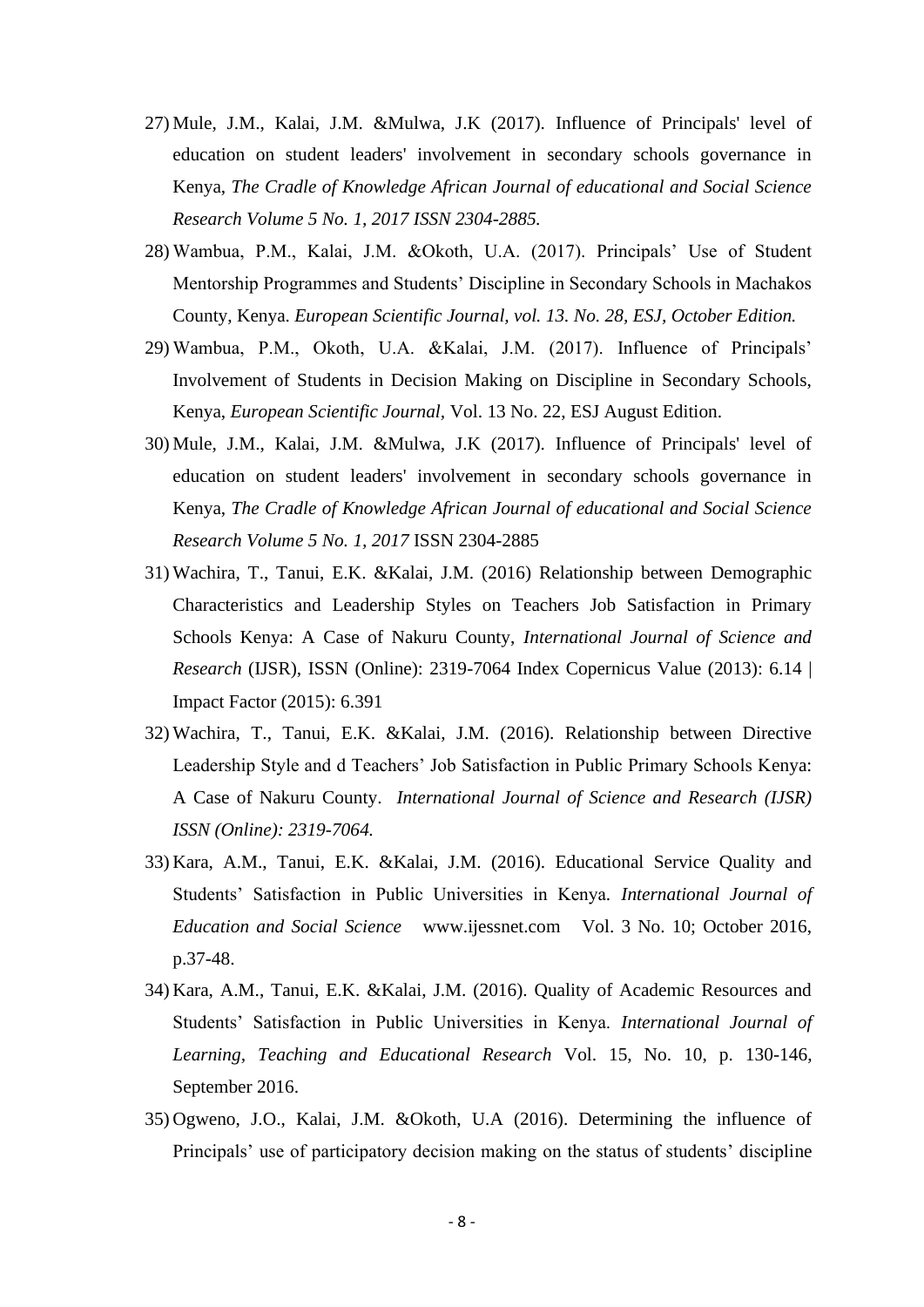27) Mule, J.M., Kalai, J.M. &Mulwa, J.K (2017). Influence of Principals' level of education on student leaders' involvement in secondary schools governance in Kenya, *The Cradle of Knowledge African Journal of educational and Social Science Research Volume 5 No. 1, 2017 ISSN 2304-2885.*

28) Wambua, P.M., Kalai, J.M. &Okoth, U.A. (2017). Principals' Use of Student Mentorship Programmes and Students' Discipline in Secondary Schools in Machakos County, Kenya. *European Scientific Journal, vol. 13. No. 28, ESJ, October Edition.*

29) Wambua, P.M., Okoth, U.A. &Kalai, J.M. (2017). Influence of Principals' Involvement of Students in Decision Making on Discipline in Secondary Schools, Kenya, *European Scientific Journal*, Vol. 13 No. 22, ESJ August Edition.

30) Mule, J.M., Kalai, J.M. &Mulwa, J.K (2017). Influence of Principals' level of education on student leaders' involvement in secondary schools governance in Kenya, *The Cradle of Knowledge African Journal of educational and Social Science Research Volume 5 No. 1, 2017* ISSN 2304-2885

31) Wachira, T., Tanui, E.K. &Kalai, J.M. (2016) Relationship between Demographic Characteristics and Leadership Styles on Teachers Job Satisfaction in Primary Schools Kenya: A Case of Nakuru County, *International Journal of Science and Research* (IJSR), ISSN (Online): 2319-7064 Index Copernicus Value (2013): 6.14 | Impact Factor (2015): 6.391

32) Wachira, T., Tanui, E.K. &Kalai, J.M. (2016). Relationship between Directive Leadership Style and d Teachers' Job Satisfaction in Public Primary Schools Kenya: A Case of Nakuru County. *International Journal of Science and Research (IJSR) ISSN (Online): 2319-7064.*

33) Kara, A.M., Tanui, E.K. &Kalai, J.M. (2016). Educational Service Quality and Students' Satisfaction in Public Universities in Kenya. *International Journal of Education and Social Science* www.ijessnet.com Vol. 3 No. 10; October 2016, p.37-48.

34) Kara, A.M., Tanui, E.K. &Kalai, J.M. (2016). Quality of Academic Resources and Students' Satisfaction in Public Universities in Kenya. *International Journal of Learning, Teaching and Educational Research* Vol. 15, No. 10, p. 130-146, September 2016.

35) Ogweno, J.O., Kalai, J.M. &Okoth, U.A (2016). Determining the influence of Principals' use of participatory decision making on the status of students' discipline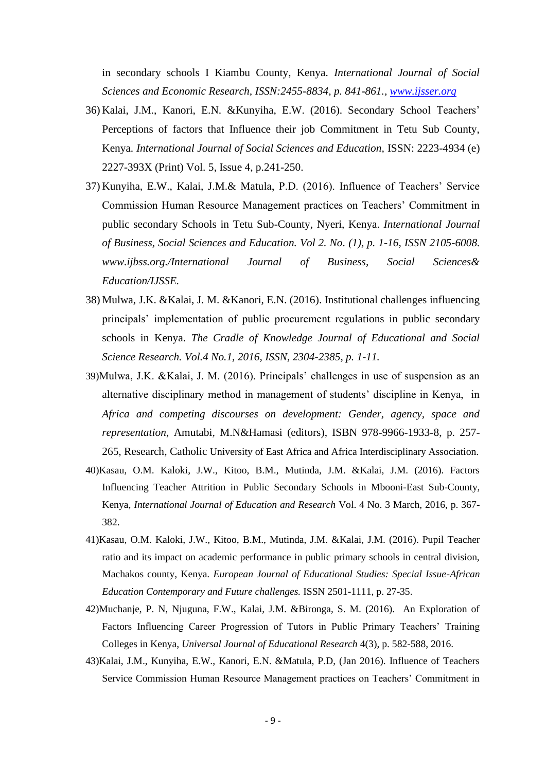in secondary schools I Kiambu County, Kenya. *International Journal of Social Sciences and Economic Research, ISSN:2455-8834, p. 841-861., www.ijsser.org*

36) Kalai, J.M., Kanori, E.N. &Kunyiha, E.W. (2016). Secondary School Teachers' Perceptions of factors that Influence their job Commitment in Tetu Sub County, Kenya. *International Journal of Social Sciences and Education,* ISSN: 2223-4934 (e) 2227-393X (Print) Vol. 5, Issue 4, p.241-250.

37) Kunyiha, E.W., Kalai, J.M.& Matula, P.D. (2016). Influence of Teachers' Service Commission Human Resource Management practices on Teachers' Commitment in public secondary Schools in Tetu Sub-County, Nyeri, Kenya. *International Journal of Business, Social Sciences and Education. Vol 2. No. (1), p. 1-16, ISSN 2105-6008. www.ijbss.org./International Journal of Business, Social Sciences& Education/IJSSE.*

38) Mulwa, J.K. &Kalai, J. M. &Kanori, E.N. (2016). Institutional challenges influencing principals' implementation of public procurement regulations in public secondary schools in Kenya. *The Cradle of Knowledge Journal of Educational and Social Science Research. Vol.4 No.1, 2016, ISSN, 2304-2385, p. 1-11.*

39) Mulwa, J.K. &Kalai, J. M. (2016). Principals' challenges in use of suspension as an alternative disciplinary method in management of students' discipline in Kenya, in *Africa and competing discourses on development: Gender, agency, space and representation*, Amutabi, M.N&Hamasi (editors), ISBN 978-9966-1933-8, p. 257-265, Research, Catholic University of East Africa and Africa Interdisciplinary Association.

40) Kasau, O.M. Kaloki, J.W., Kitoo, B.M., Mutinda, J.M. &Kalai, J.M. (2016). Factors Influencing Teacher Attrition in Public Secondary Schools in Mbooni-East Sub-County, Kenya, *International Journal of Education and Research* Vol. 4 No. 3 March, 2016, p. 367-382.

41) Kasau, O.M. Kaloki, J.W., Kitoo, B.M., Mutinda, J.M. &Kalai, J.M. (2016). Pupil Teacher ratio and its impact on academic performance in public primary schools in central division, Machakos county, Kenya. *European Journal of Educational Studies: Special Issue-African Education Contemporary and Future challenges.* ISSN 2501-1111, p. 27-35.

42) Muchanje, P. N, Njuguna, F.W., Kalai, J.M. &Bironga, S. M. (2016). An Exploration of Factors Influencing Career Progression of Tutors in Public Primary Teachers' Training Colleges in Kenya, *Universal Journal of Educational Research* 4(3), p. 582-588, 2016.

43) Kalai, J.M., Kunyiha, E.W., Kanori, E.N. &Matula, P.D, (Jan 2016). Influence of Teachers Service Commission Human Resource Management practices on Teachers' Commitment in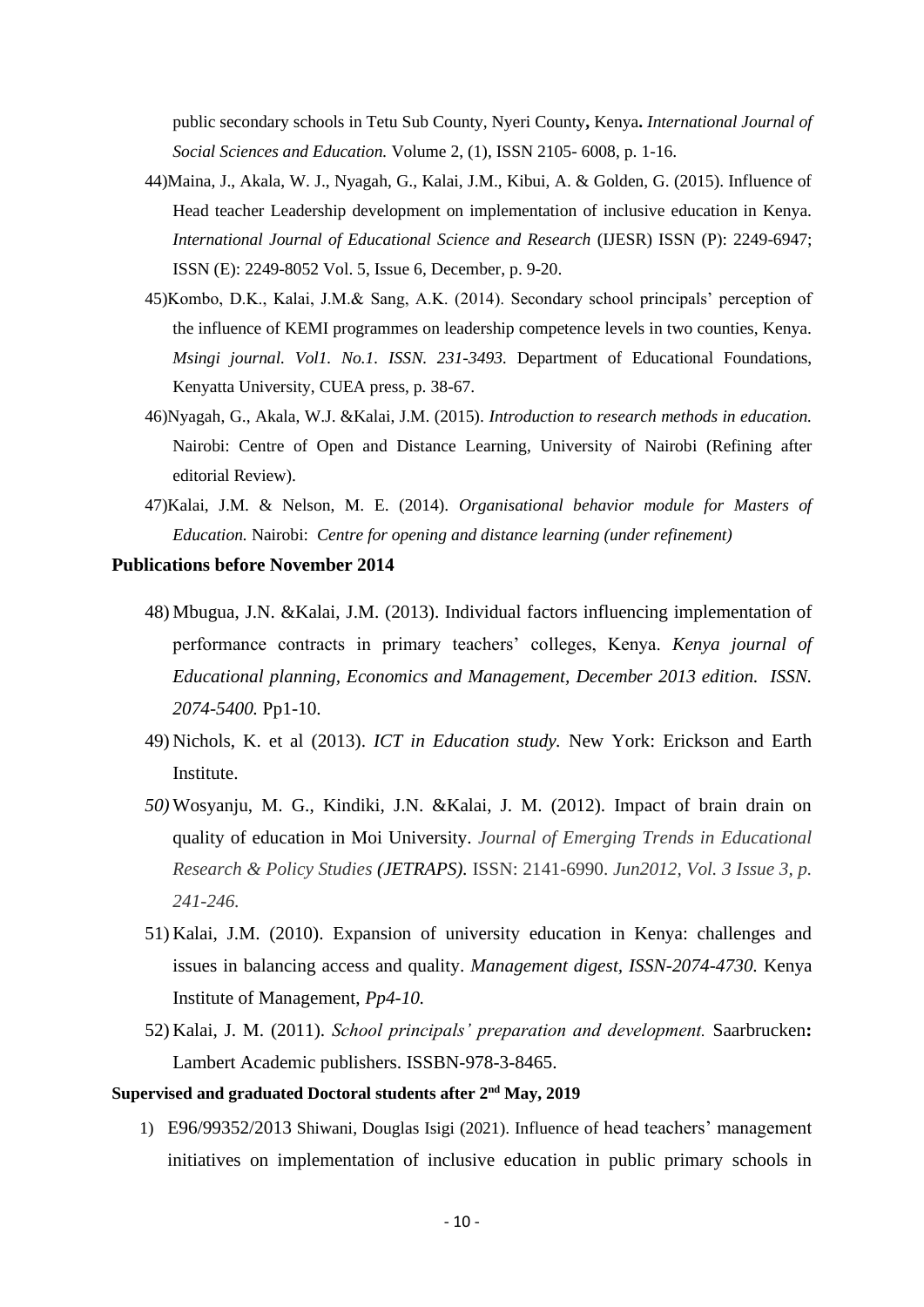public secondary schools in Tetu Sub County, Nyeri County**,** Kenya**.** *International Journal of Social Sciences and Education.* Volume 2, (1), ISSN 2105- 6008, p. 1-16.

44)Maina, J., Akala, W. J., Nyagah, G., Kalai, J.M., Kibui, A. & Golden, G. (2015). Influence of Head teacher Leadership development on implementation of inclusive education in Kenya. *International Journal of Educational Science and Research* (IJESR) ISSN (P): 2249-6947; ISSN (E): 2249-8052 Vol. 5, Issue 6, December, p. 9-20.

45)Kombo, D.K., Kalai, J.M.& Sang, A.K. (2014). Secondary school principals' perception of the influence of KEMI programmes on leadership competence levels in two counties, Kenya. *Msingi journal. Vol1. No.1. ISSN. 231-3493*. Department of Educational Foundations, Kenyatta University, CUEA press, p. 38-67.

46)Nyagah, G., Akala, W.J. &Kalai, J.M. (2015). *Introduction to research methods in education.* Nairobi: Centre of Open and Distance Learning, University of Nairobi (Refining after editorial Review).

47)Kalai, J.M. & Nelson, M. E. (2014). *Organisational behavior module for Masters of Education.* Nairobi: *Centre for opening and distance learning (under refinement)*

**Publications before November 2014**

48) Mbugua, J.N. &Kalai, J.M. (2013). Individual factors influencing implementation of performance contracts in primary teachers' colleges, Kenya. *Kenya journal of Educational planning, Economics and Management, December 2013 edition. ISSN. 2074-5400.* Pp1-10.

49) Nichols, K. et al (2013). *ICT in Education study.* New York: Erickson and Earth Institute.

*50)* Wosyanju, M. G., Kindiki, J.N. &Kalai, J. M. (2012). Impact of brain drain on quality of education in Moi University. *Journal of Emerging Trends in Educational Research & Policy Studies (JETRAPS).* ISSN: 2141-6990. *Jun2012, Vol. 3 Issue 3, p. 241-246.*

51) Kalai, J.M. (2010). Expansion of university education in Kenya: challenges and issues in balancing access and quality. *Management digest, ISSN-2074-4730.* Kenya Institute of Management, *Pp4-10.*

52) Kalai, J. M. (2011). *School principals' preparation and development.* Saarbrucken**:** Lambert Academic publishers. ISSBN-978-3-8465.

**Supervised and graduated Doctoral students after 2nd May, 2019**

1) E96/99352/2013 Shiwani, Douglas Isigi (2021). Influence of head teachers' management initiatives on implementation of inclusive education in public primary schools in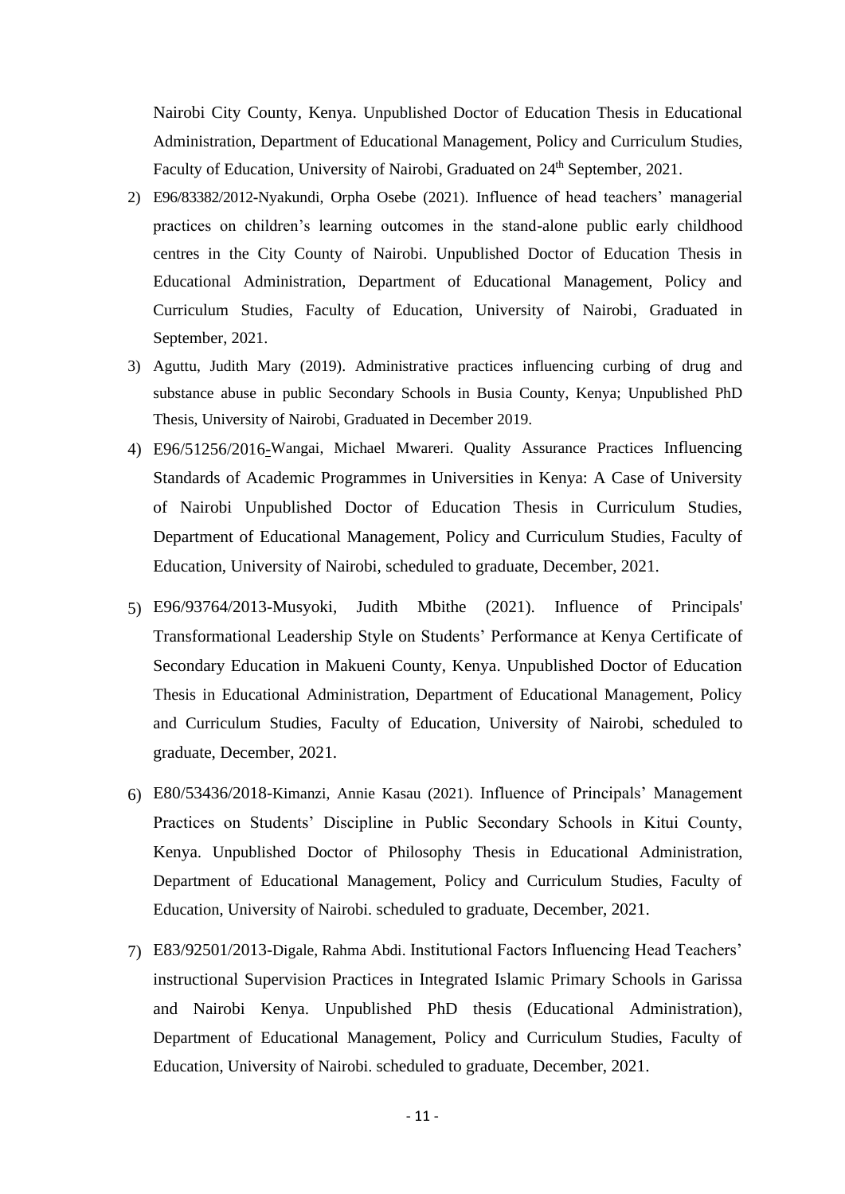Nairobi City County, Kenya. Unpublished Doctor of Education Thesis in Educational Administration, Department of Educational Management, Policy and Curriculum Studies, Faculty of Education, University of Nairobi, Graduated on 24th September, 2021.

2) E96/83382/2012-Nyakundi, Orpha Osebe (2021). Influence of head teachers' managerial practices on children's learning outcomes in the stand-alone public early childhood centres in the City County of Nairobi. Unpublished Doctor of Education Thesis in Educational Administration, Department of Educational Management, Policy and Curriculum Studies, Faculty of Education, University of Nairobi, Graduated in September, 2021.

3) Aguttu, Judith Mary (2019). Administrative practices influencing curbing of drug and substance abuse in public Secondary Schools in Busia County, Kenya; Unpublished PhD Thesis, University of Nairobi, Graduated in December 2019.

4) E96/51256/2016-Wangai, Michael Mwareri. Quality Assurance Practices Influencing Standards of Academic Programmes in Universities in Kenya: A Case of University of Nairobi Unpublished Doctor of Education Thesis in Curriculum Studies, Department of Educational Management, Policy and Curriculum Studies, Faculty of Education, University of Nairobi, scheduled to graduate, December, 2021.

5) E96/93764/2013-Musyoki, Judith Mbithe (2021). Influence of Principals' Transformational Leadership Style on Students' Performance at Kenya Certificate of Secondary Education in Makueni County, Kenya. Unpublished Doctor of Education Thesis in Educational Administration, Department of Educational Management, Policy and Curriculum Studies, Faculty of Education, University of Nairobi, scheduled to graduate, December, 2021.

6) E80/53436/2018-Kimanzi, Annie Kasau (2021). Influence of Principals' Management Practices on Students' Discipline in Public Secondary Schools in Kitui County, Kenya. Unpublished Doctor of Philosophy Thesis in Educational Administration, Department of Educational Management, Policy and Curriculum Studies, Faculty of Education, University of Nairobi. scheduled to graduate, December, 2021.

7) E83/92501/2013-Digale, Rahma Abdi. Institutional Factors Influencing Head Teachers' instructional Supervision Practices in Integrated Islamic Primary Schools in Garissa and Nairobi Kenya. Unpublished PhD thesis (Educational Administration), Department of Educational Management, Policy and Curriculum Studies, Faculty of Education, University of Nairobi. scheduled to graduate, December, 2021.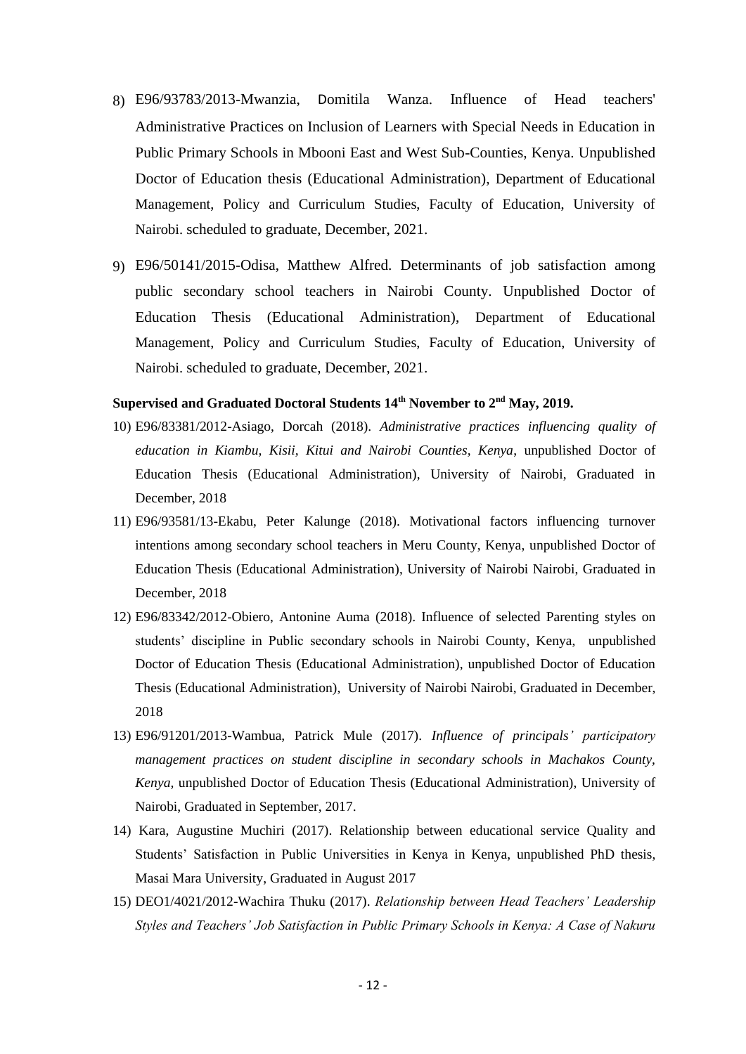8) E96/93783/2013-Mwanzia, Domitila Wanza. Influence of Head teachers' Administrative Practices on Inclusion of Learners with Special Needs in Education in Public Primary Schools in Mbooni East and West Sub-Counties, Kenya. Unpublished Doctor of Education thesis (Educational Administration), Department of Educational Management, Policy and Curriculum Studies, Faculty of Education, University of Nairobi. scheduled to graduate, December, 2021.

9) E96/50141/2015-Odisa, Matthew Alfred. Determinants of job satisfaction among public secondary school teachers in Nairobi County. Unpublished Doctor of Education Thesis (Educational Administration), Department of Educational Management, Policy and Curriculum Studies, Faculty of Education, University of Nairobi. scheduled to graduate, December, 2021.

**Supervised and Graduated Doctoral Students 14th November to 2nd May, 2019.**

10) E96/83381/2012-Asiago, Dorcah (2018). *Administrative practices influencing quality of education in Kiambu, Kisii, Kitui and Nairobi Counties, Kenya*, unpublished Doctor of Education Thesis (Educational Administration), University of Nairobi, Graduated in December, 2018

11) E96/93581/13-Ekabu, Peter Kalunge (2018). Motivational factors influencing turnover intentions among secondary school teachers in Meru County, Kenya, unpublished Doctor of Education Thesis (Educational Administration), University of Nairobi Nairobi, Graduated in December, 2018

12) E96/83342/2012-Obiero, Antonine Auma (2018). Influence of selected Parenting styles on students' discipline in Public secondary schools in Nairobi County, Kenya, unpublished Doctor of Education Thesis (Educational Administration), unpublished Doctor of Education Thesis (Educational Administration), University of Nairobi Nairobi, Graduated in December, 2018

13) E96/91201/2013-Wambua, Patrick Mule (2017). *Influence of principals' participatory management practices on student discipline in secondary schools in Machakos County, Kenya,* unpublished Doctor of Education Thesis (Educational Administration), University of Nairobi, Graduated in September, 2017.

14) Kara, Augustine Muchiri (2017). Relationship between educational service Quality and Students' Satisfaction in Public Universities in Kenya in Kenya, unpublished PhD thesis, Masai Mara University, Graduated in August 2017

15) DEO1/4021/2012-Wachira Thuku (2017). *Relationship between Head Teachers' Leadership Styles and Teachers' Job Satisfaction in Public Primary Schools in Kenya: A Case of Nakuru*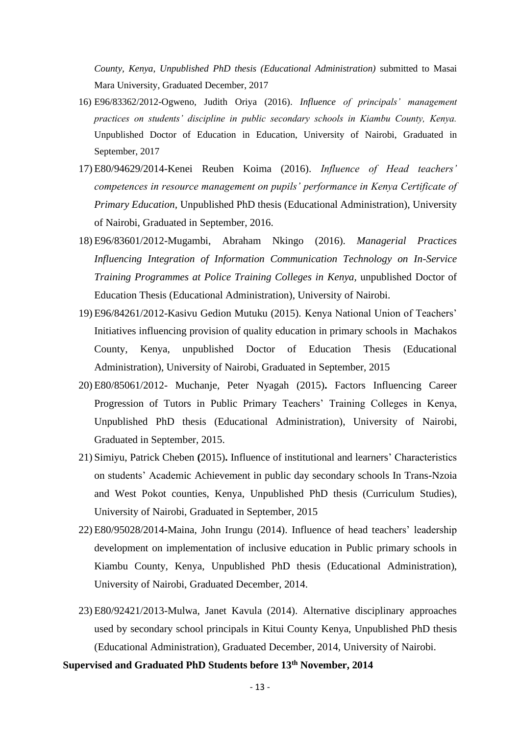*County, Kenya, Unpublished PhD thesis (Educational Administration)* submitted to Masai Mara University, Graduated December, 2017

16) E96/83362/2012-Ogweno, Judith Oriya (2016). *Influence of principals' management practices on students' discipline in public secondary schools in Kiambu County, Kenya.* Unpublished Doctor of Education in Education, University of Nairobi, Graduated in September, 2017
17) E80/94629/2014-Kenei Reuben Koima (2016). *Influence of Head teachers' competences in resource management on pupils' performance in Kenya Certificate of Primary Education,* Unpublished PhD thesis (Educational Administration), University of Nairobi, Graduated in September, 2016.
18) E96/83601/2012-Mugambi, Abraham Nkingo (2016). *Managerial Practices Influencing Integration of Information Communication Technology on In-Service Training Programmes at Police Training Colleges in Kenya,* unpublished Doctor of Education Thesis (Educational Administration), University of Nairobi.
19) E96/84261/2012-Kasivu Gedion Mutuku (2015). Kenya National Union of Teachers' Initiatives influencing provision of quality education in primary schools in Machakos County, Kenya, unpublished Doctor of Education Thesis (Educational Administration), University of Nairobi, Graduated in September, 2015
20) E80/85061/2012- Muchanje, Peter Nyagah (2015)**.** Factors Influencing Career Progression of Tutors in Public Primary Teachers' Training Colleges in Kenya, Unpublished PhD thesis (Educational Administration), University of Nairobi, Graduated in September, 2015.
21) Simiyu, Patrick Cheben **(**2015)**.** Influence of institutional and learners' Characteristics on students' Academic Achievement in public day secondary schools In Trans-Nzoia and West Pokot counties, Kenya, Unpublished PhD thesis (Curriculum Studies), University of Nairobi, Graduated in September, 2015
22) E80/95028/2014-Maina, John Irungu (2014). Influence of head teachers' leadership development on implementation of inclusive education in Public primary schools in Kiambu County, Kenya, Unpublished PhD thesis (Educational Administration), University of Nairobi, Graduated December, 2014.
23) E80/92421/2013-Mulwa, Janet Kavula (2014). Alternative disciplinary approaches used by secondary school principals in Kitui County Kenya, Unpublished PhD thesis (Educational Administration), Graduated December, 2014, University of Nairobi.

**Supervised and Graduated PhD Students before 13th November, 2014**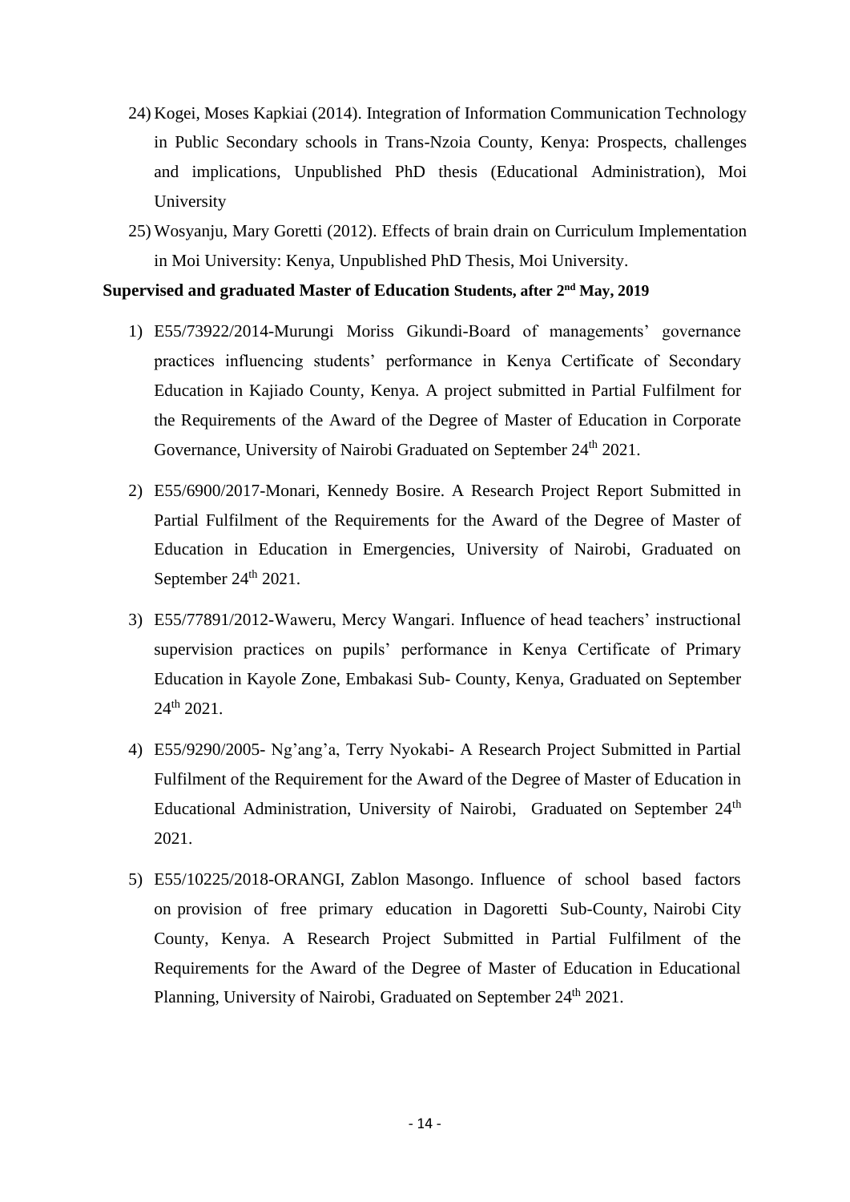24) Kogei, Moses Kapkiai (2014). Integration of Information Communication Technology in Public Secondary schools in Trans-Nzoia County, Kenya: Prospects, challenges and implications, Unpublished PhD thesis (Educational Administration), Moi University

25) Wosyanju, Mary Goretti (2012). Effects of brain drain on Curriculum Implementation in Moi University: Kenya, Unpublished PhD Thesis, Moi University.

**Supervised and graduated Master of Education Students, after 2nd May, 2019**

1) E55/73922/2014-Murungi Moriss Gikundi-Board of managements' governance practices influencing students' performance in Kenya Certificate of Secondary Education in Kajiado County, Kenya. A project submitted in Partial Fulfilment for the Requirements of the Award of the Degree of Master of Education in Corporate Governance, University of Nairobi Graduated on September 24th 2021.

2) E55/6900/2017-Monari, Kennedy Bosire. A Research Project Report Submitted in Partial Fulfilment of the Requirements for the Award of the Degree of Master of Education in Education in Emergencies, University of Nairobi, Graduated on September 24th 2021.

3) E55/77891/2012-Waweru, Mercy Wangari. Influence of head teachers' instructional supervision practices on pupils' performance in Kenya Certificate of Primary Education in Kayole Zone, Embakasi Sub- County, Kenya, Graduated on September 24th 2021.

4) E55/9290/2005- Ng'ang'a, Terry Nyokabi- A Research Project Submitted in Partial Fulfilment of the Requirement for the Award of the Degree of Master of Education in Educational Administration, University of Nairobi, Graduated on September 24th 2021.

5) E55/10225/2018-ORANGI, Zablon Masongo. Influence of school based factors on provision of free primary education in Dagoretti Sub-County, Nairobi City County, Kenya. A Research Project Submitted in Partial Fulfilment of the Requirements for the Award of the Degree of Master of Education in Educational Planning, University of Nairobi, Graduated on September 24th 2021.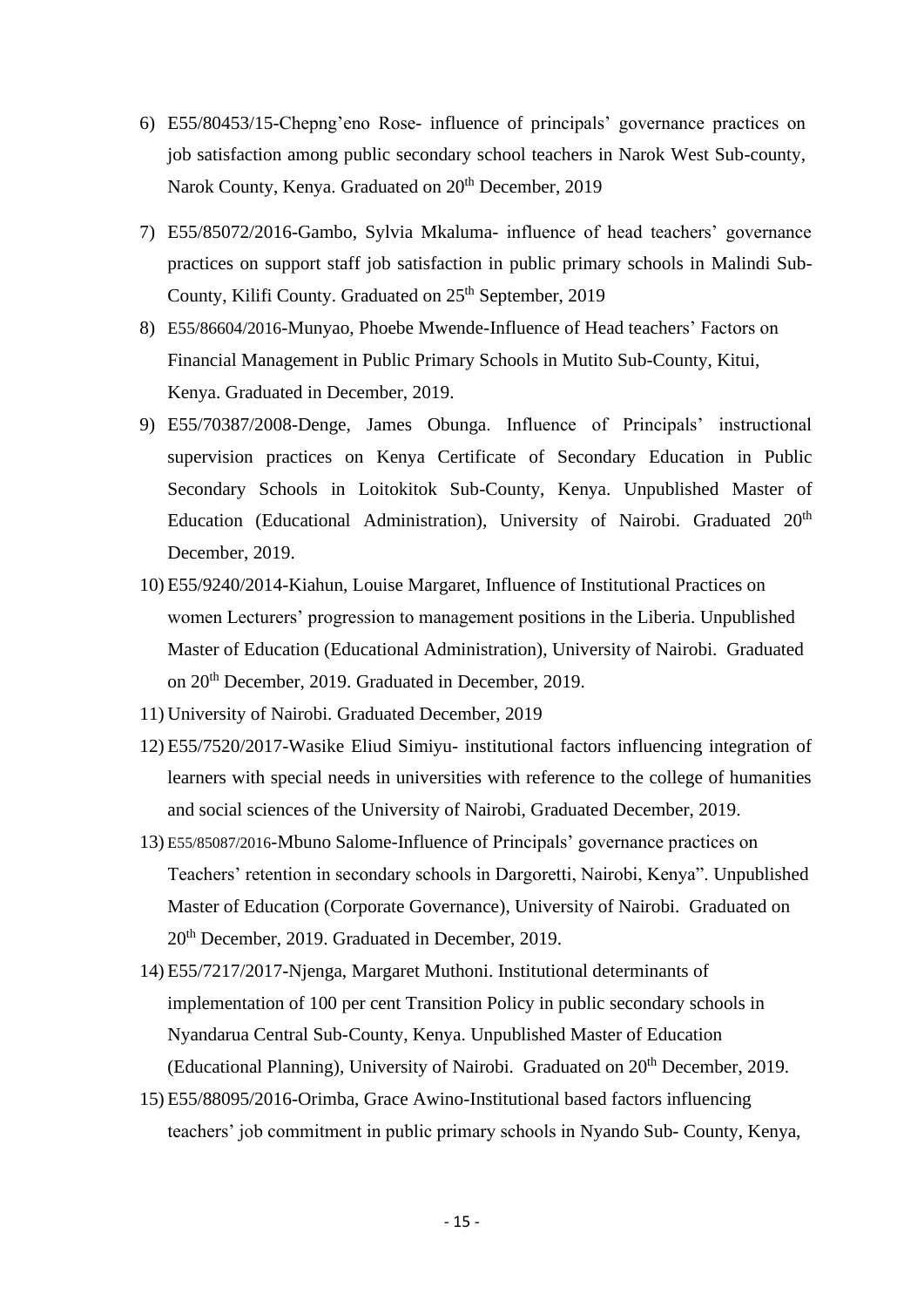6) E55/80453/15-Chepng'eno Rose- influence of principals' governance practices on job satisfaction among public secondary school teachers in Narok West Sub-county, Narok County, Kenya. Graduated on 20th December, 2019

7) E55/85072/2016-Gambo, Sylvia Mkaluma- influence of head teachers' governance practices on support staff job satisfaction in public primary schools in Malindi Sub-County, Kilifi County. Graduated on 25th September, 2019

8) E55/86604/2016-Munyao, Phoebe Mwende-Influence of Head teachers' Factors on Financial Management in Public Primary Schools in Mutito Sub-County, Kitui, Kenya. Graduated in December, 2019.

9) E55/70387/2008-Denge, James Obunga. Influence of Principals' instructional supervision practices on Kenya Certificate of Secondary Education in Public Secondary Schools in Loitokitok Sub-County, Kenya. Unpublished Master of Education (Educational Administration), University of Nairobi. Graduated 20th December, 2019.

10) E55/9240/2014-Kiahun, Louise Margaret, Influence of Institutional Practices on women Lecturers' progression to management positions in the Liberia. Unpublished Master of Education (Educational Administration), University of Nairobi. Graduated on 20th December, 2019. Graduated in December, 2019.

11) University of Nairobi. Graduated December, 2019

12) E55/7520/2017-Wasike Eliud Simiyu- institutional factors influencing integration of learners with special needs in universities with reference to the college of humanities and social sciences of the University of Nairobi, Graduated December, 2019.

13) E55/85087/2016-Mbuno Salome-Influence of Principals' governance practices on Teachers' retention in secondary schools in Dargoretti, Nairobi, Kenya". Unpublished Master of Education (Corporate Governance), University of Nairobi. Graduated on 20th December, 2019. Graduated in December, 2019.

14) E55/7217/2017-Njenga, Margaret Muthoni. Institutional determinants of implementation of 100 per cent Transition Policy in public secondary schools in Nyandarua Central Sub-County, Kenya. Unpublished Master of Education (Educational Planning), University of Nairobi. Graduated on 20th December, 2019.

15) E55/88095/2016-Orimba, Grace Awino-Institutional based factors influencing teachers' job commitment in public primary schools in Nyando Sub- County, Kenya,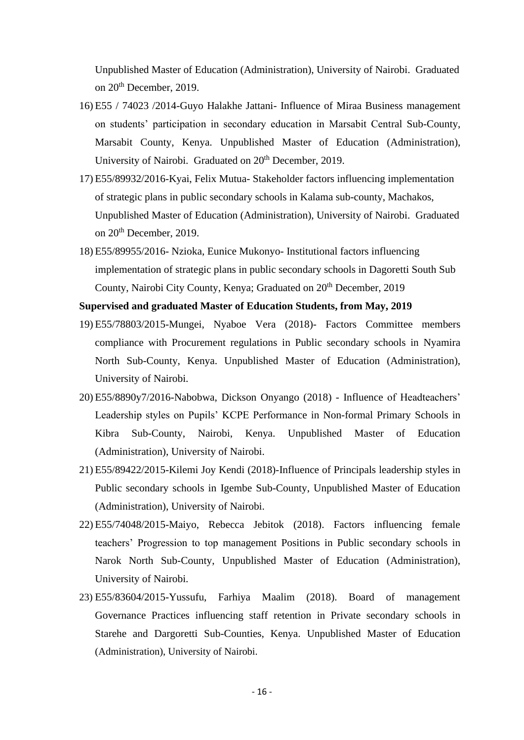Unpublished Master of Education (Administration), University of Nairobi. Graduated on 20th December, 2019.

16) E55 / 74023 /2014-Guyo Halakhe Jattani- Influence of Miraa Business management on students' participation in secondary education in Marsabit Central Sub-County, Marsabit County, Kenya. Unpublished Master of Education (Administration), University of Nairobi. Graduated on 20th December, 2019.
17) E55/89932/2016-Kyai, Felix Mutua- Stakeholder factors influencing implementation of strategic plans in public secondary schools in Kalama sub-county, Machakos, Unpublished Master of Education (Administration), University of Nairobi. Graduated on 20th December, 2019.
18) E55/89955/2016- Nzioka, Eunice Mukonyo- Institutional factors influencing implementation of strategic plans in public secondary schools in Dagoretti South Sub County, Nairobi City County, Kenya; Graduated on 20th December, 2019

**Supervised and graduated Master of Education Students, from May, 2019**

19) E55/78803/2015-Mungei, Nyaboe Vera (2018)- Factors Committee members compliance with Procurement regulations in Public secondary schools in Nyamira North Sub-County, Kenya. Unpublished Master of Education (Administration), University of Nairobi.
20) E55/8890y7/2016-Nabobwa, Dickson Onyango (2018) - Influence of Headteachers' Leadership styles on Pupils' KCPE Performance in Non-formal Primary Schools in Kibra Sub-County, Nairobi, Kenya. Unpublished Master of Education (Administration), University of Nairobi.
21) E55/89422/2015-Kilemi Joy Kendi (2018)-Influence of Principals leadership styles in Public secondary schools in Igembe Sub-County, Unpublished Master of Education (Administration), University of Nairobi.
22) E55/74048/2015-Maiyo, Rebecca Jebitok (2018). Factors influencing female teachers' Progression to top management Positions in Public secondary schools in Narok North Sub-County, Unpublished Master of Education (Administration), University of Nairobi.
23) E55/83604/2015-Yussufu, Farhiya Maalim (2018). Board of management Governance Practices influencing staff retention in Private secondary schools in Starehe and Dargoretti Sub-Counties, Kenya. Unpublished Master of Education (Administration), University of Nairobi.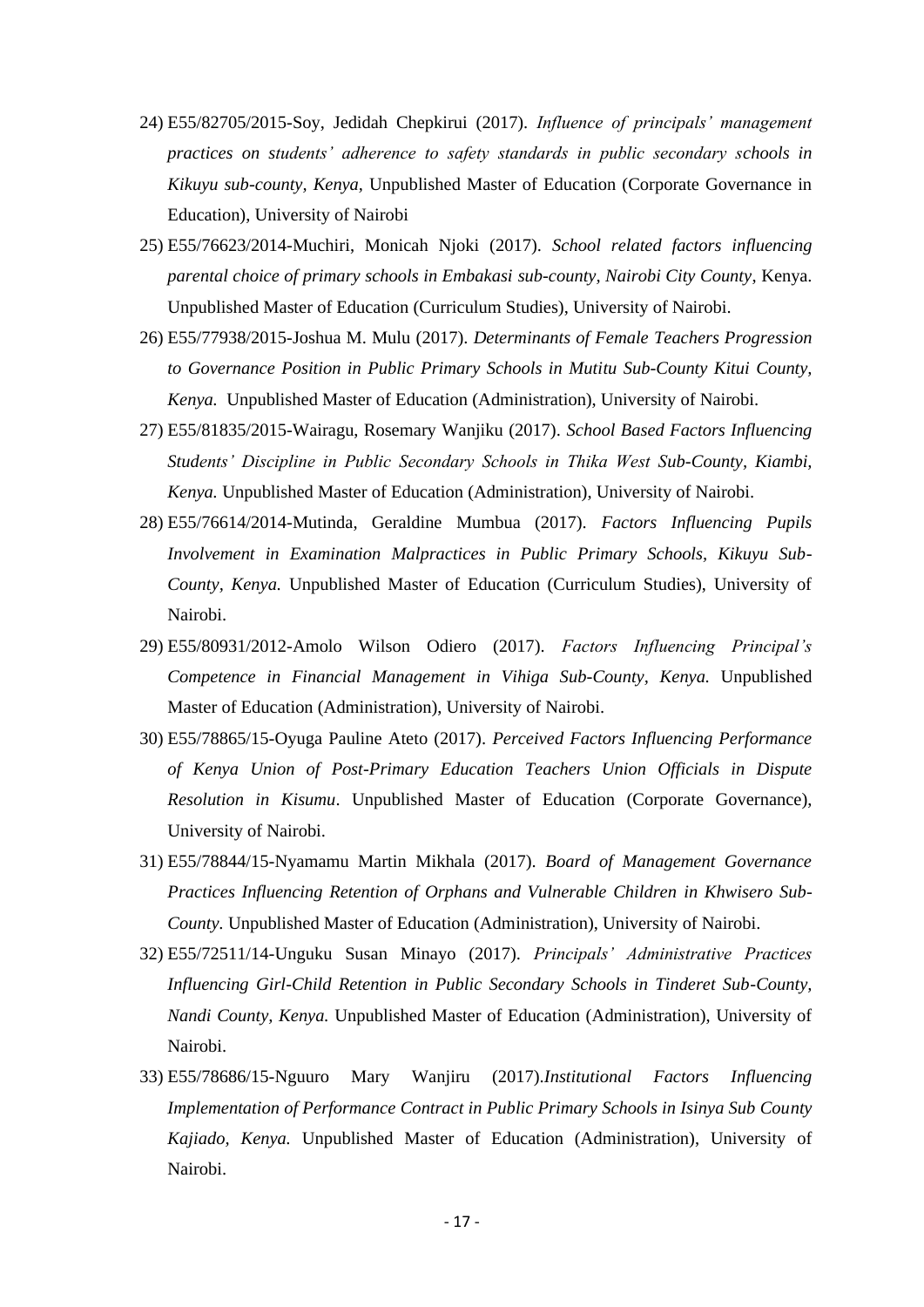24) E55/82705/2015-Soy, Jedidah Chepkirui (2017). *Influence of principals' management practices on students' adherence to safety standards in public secondary schools in Kikuyu sub-county, Kenya,* Unpublished Master of Education (Corporate Governance in Education), University of Nairobi

25) E55/76623/2014-Muchiri, Monicah Njoki (2017). *School related factors influencing parental choice of primary schools in Embakasi sub-county, Nairobi City County*, Kenya. Unpublished Master of Education (Curriculum Studies), University of Nairobi.

26) E55/77938/2015-Joshua M. Mulu (2017). *Determinants of Female Teachers Progression to Governance Position in Public Primary Schools in Mutitu Sub-County Kitui County, Kenya.* Unpublished Master of Education (Administration), University of Nairobi.

27) E55/81835/2015-Wairagu, Rosemary Wanjiku (2017). *School Based Factors Influencing Students' Discipline in Public Secondary Schools in Thika West Sub-County, Kiambi, Kenya.* Unpublished Master of Education (Administration), University of Nairobi.

28) E55/76614/2014-Mutinda, Geraldine Mumbua (2017). *Factors Influencing Pupils Involvement in Examination Malpractices in Public Primary Schools, Kikuyu Sub-County, Kenya.* Unpublished Master of Education (Curriculum Studies), University of Nairobi.

29) E55/80931/2012-Amolo Wilson Odiero (2017). *Factors Influencing Principal's Competence in Financial Management in Vihiga Sub-County, Kenya.* Unpublished Master of Education (Administration), University of Nairobi.

30) E55/78865/15-Oyuga Pauline Ateto (2017). *Perceived Factors Influencing Performance of Kenya Union of Post-Primary Education Teachers Union Officials in Dispute Resolution in Kisumu*. Unpublished Master of Education (Corporate Governance), University of Nairobi.

31) E55/78844/15-Nyamamu Martin Mikhala (2017). *Board of Management Governance Practices Influencing Retention of Orphans and Vulnerable Children in Khwisero Sub-County*. Unpublished Master of Education (Administration), University of Nairobi.

32) E55/72511/14-Unguku Susan Minayo (2017). *Principals' Administrative Practices Influencing Girl-Child Retention in Public Secondary Schools in Tinderet Sub-County, Nandi County, Kenya.* Unpublished Master of Education (Administration), University of Nairobi.

33) E55/78686/15-Nguuro Mary Wanjiru (2017).*Institutional Factors Influencing Implementation of Performance Contract in Public Primary Schools in Isinya Sub County Kajiado, Kenya.* Unpublished Master of Education (Administration), University of Nairobi.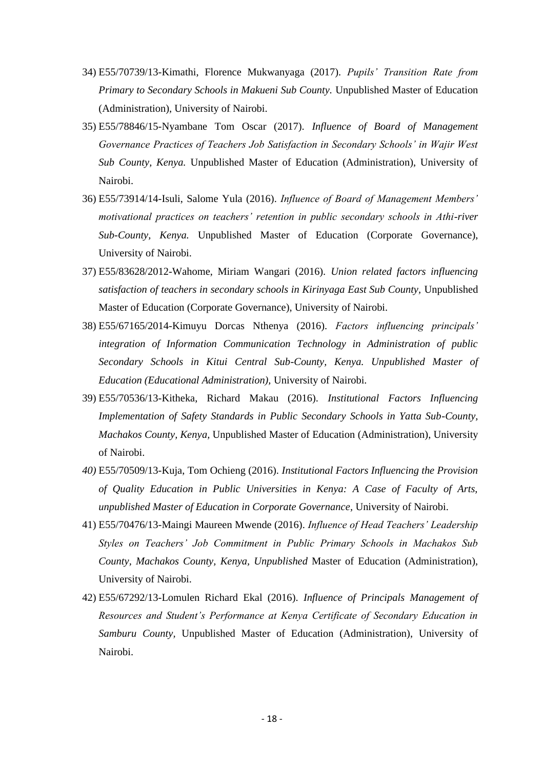34) E55/70739/13-Kimathi, Florence Mukwanyaga (2017). *Pupils' Transition Rate from Primary to Secondary Schools in Makueni Sub County.* Unpublished Master of Education (Administration), University of Nairobi.

35) E55/78846/15-Nyambane Tom Oscar (2017). *Influence of Board of Management Governance Practices of Teachers Job Satisfaction in Secondary Schools' in Wajir West Sub County, Kenya.* Unpublished Master of Education (Administration), University of Nairobi.

36) E55/73914/14-Isuli, Salome Yula (2016). *Influence of Board of Management Members' motivational practices on teachers' retention in public secondary schools in Athi-river Sub-County, Kenya.* Unpublished Master of Education (Corporate Governance), University of Nairobi.

37) E55/83628/2012-Wahome, Miriam Wangari (2016). *Union related factors influencing satisfaction of teachers in secondary schools in Kirinyaga East Sub County*, Unpublished Master of Education (Corporate Governance), University of Nairobi.

38) E55/67165/2014-Kimuyu Dorcas Nthenya (2016). *Factors influencing principals' integration of Information Communication Technology in Administration of public Secondary Schools in Kitui Central Sub-County, Kenya. Unpublished Master of Education (Educational Administration),* University of Nairobi.

39) E55/70536/13-Kitheka, Richard Makau (2016). *Institutional Factors Influencing Implementation of Safety Standards in Public Secondary Schools in Yatta Sub-County, Machakos County, Kenya,* Unpublished Master of Education (Administration), University of Nairobi.

40) E55/70509/13-Kuja, Tom Ochieng (2016). *Institutional Factors Influencing the Provision of Quality Education in Public Universities in Kenya: A Case of Faculty of Arts, unpublished Master of Education in Corporate Governance*, University of Nairobi.

41) E55/70476/13-Maingi Maureen Mwende (2016). *Influence of Head Teachers' Leadership Styles on Teachers' Job Commitment in Public Primary Schools in Machakos Sub County, Machakos County, Kenya, Unpublished* Master of Education (Administration), University of Nairobi.

42) E55/67292/13-Lomulen Richard Ekal (2016). *Influence of Principals Management of Resources and Student's Performance at Kenya Certificate of Secondary Education in Samburu County*, Unpublished Master of Education (Administration), University of Nairobi.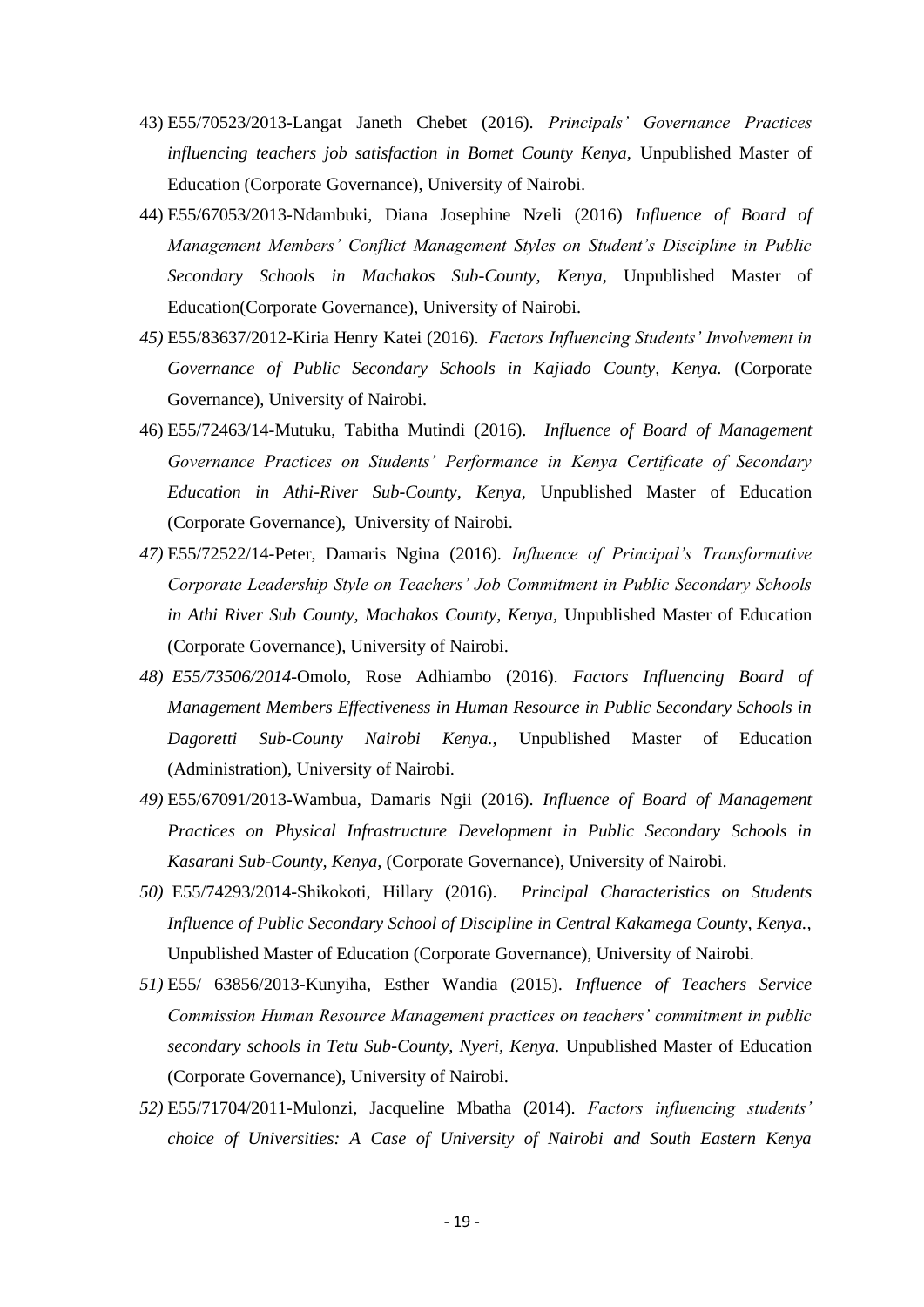43) E55/70523/2013-Langat Janeth Chebet (2016). *Principals' Governance Practices influencing teachers job satisfaction in Bomet County Kenya,* Unpublished Master of Education (Corporate Governance), University of Nairobi.

44) E55/67053/2013-Ndambuki, Diana Josephine Nzeli (2016) *Influence of Board of Management Members' Conflict Management Styles on Student's Discipline in Public Secondary Schools in Machakos Sub-County, Kenya,* Unpublished Master of Education(Corporate Governance), University of Nairobi.

45) E55/83637/2012-Kiria Henry Katei (2016). *Factors Influencing Students' Involvement in Governance of Public Secondary Schools in Kajiado County, Kenya.* (Corporate Governance), University of Nairobi.

46) E55/72463/14-Mutuku, Tabitha Mutindi (2016). *Influence of Board of Management Governance Practices on Students' Performance in Kenya Certificate of Secondary Education in Athi-River Sub-County, Kenya,* Unpublished Master of Education (Corporate Governance), University of Nairobi.

47) E55/72522/14-Peter, Damaris Ngina (2016). *Influence of Principal's Transformative Corporate Leadership Style on Teachers' Job Commitment in Public Secondary Schools in Athi River Sub County, Machakos County, Kenya,* Unpublished Master of Education (Corporate Governance), University of Nairobi.

48) *E55/73506/2014*-Omolo, Rose Adhiambo (2016). *Factors Influencing Board of Management Members Effectiveness in Human Resource in Public Secondary Schools in Dagoretti Sub-County Nairobi Kenya.,* Unpublished Master of Education (Administration), University of Nairobi.

49) E55/67091/2013-Wambua, Damaris Ngii (2016). *Influence of Board of Management Practices on Physical Infrastructure Development in Public Secondary Schools in Kasarani Sub-County, Kenya,* (Corporate Governance), University of Nairobi.

50) E55/74293/2014-Shikokoti, Hillary (2016). *Principal Characteristics on Students Influence of Public Secondary School of Discipline in Central Kakamega County, Kenya.,* Unpublished Master of Education (Corporate Governance), University of Nairobi.

51) E55/ 63856/2013-Kunyiha, Esther Wandia (2015). *Influence of Teachers Service Commission Human Resource Management practices on teachers' commitment in public secondary schools in Tetu Sub-County, Nyeri, Kenya.* Unpublished Master of Education (Corporate Governance), University of Nairobi.

52) E55/71704/2011-Mulonzi, Jacqueline Mbatha (2014). *Factors influencing students' choice of Universities: A Case of University of Nairobi and South Eastern Kenya*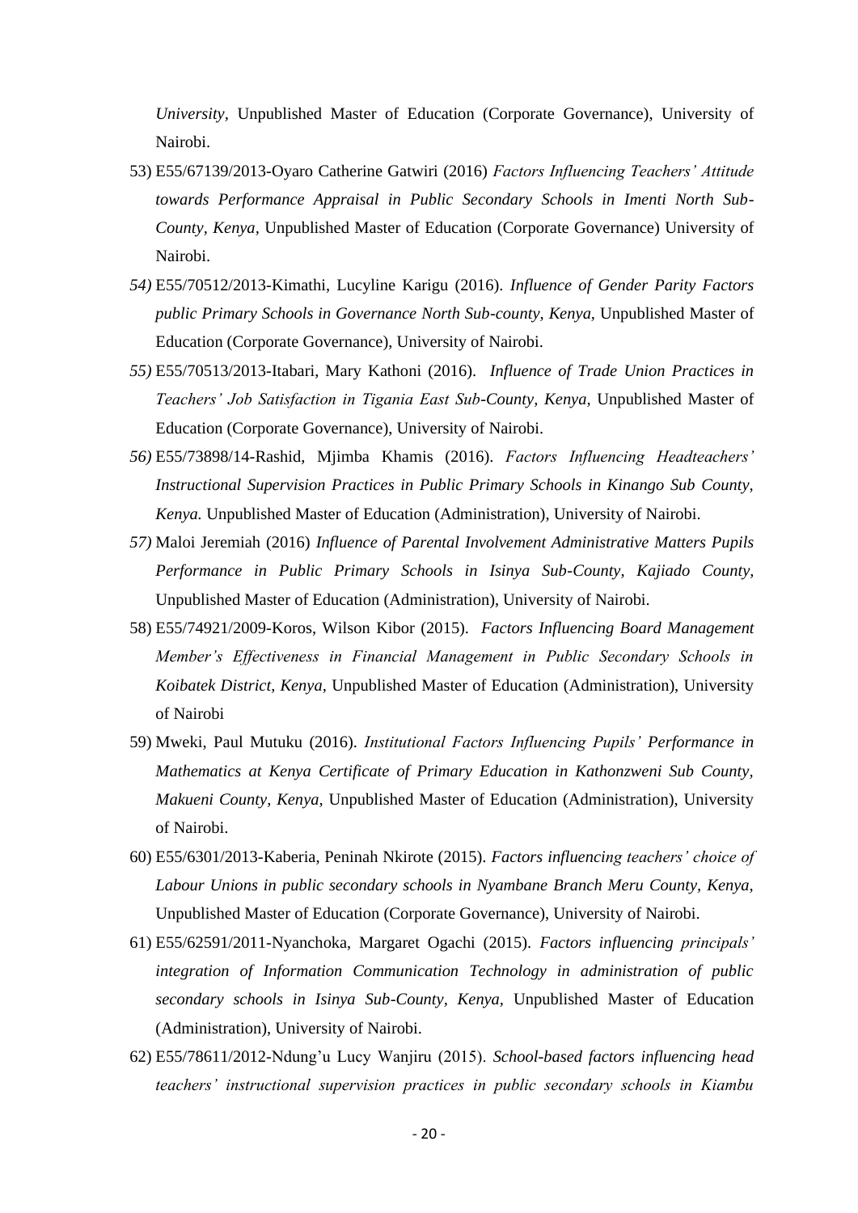*University*, Unpublished Master of Education (Corporate Governance), University of Nairobi.

53) E55/67139/2013-Oyaro Catherine Gatwiri (2016) *Factors Influencing Teachers' Attitude towards Performance Appraisal in Public Secondary Schools in Imenti North Sub-County, Kenya,* Unpublished Master of Education (Corporate Governance) University of Nairobi.

54) E55/70512/2013-Kimathi, Lucyline Karigu (2016). *Influence of Gender Parity Factors public Primary Schools in Governance North Sub-county, Kenya*, Unpublished Master of Education (Corporate Governance), University of Nairobi.

55) E55/70513/2013-Itabari, Mary Kathoni (2016). *Influence of Trade Union Practices in Teachers' Job Satisfaction in Tigania East Sub-County, Kenya,* Unpublished Master of Education (Corporate Governance), University of Nairobi.

56) E55/73898/14-Rashid, Mjimba Khamis (2016). *Factors Influencing Headteachers' Instructional Supervision Practices in Public Primary Schools in Kinango Sub County, Kenya.* Unpublished Master of Education (Administration), University of Nairobi.

57) Maloi Jeremiah (2016) *Influence of Parental Involvement Administrative Matters Pupils Performance in Public Primary Schools in Isinya Sub-County, Kajiado County,* Unpublished Master of Education (Administration), University of Nairobi.

58) E55/74921/2009-Koros, Wilson Kibor (2015). *Factors Influencing Board Management Member's Effectiveness in Financial Management in Public Secondary Schools in Koibatek District, Kenya,* Unpublished Master of Education (Administration), University of Nairobi

59) Mweki, Paul Mutuku (2016). *Institutional Factors Influencing Pupils' Performance in Mathematics at Kenya Certificate of Primary Education in Kathonzweni Sub County, Makueni County, Kenya,* Unpublished Master of Education (Administration), University of Nairobi.

60) E55/6301/2013-Kaberia, Peninah Nkirote (2015). *Factors influencing teachers' choice of Labour Unions in public secondary schools in Nyambane Branch Meru County, Kenya,* Unpublished Master of Education (Corporate Governance), University of Nairobi.

61) E55/62591/2011-Nyanchoka, Margaret Ogachi (2015). *Factors influencing principals' integration of Information Communication Technology in administration of public secondary schools in Isinya Sub-County, Kenya,* Unpublished Master of Education (Administration), University of Nairobi.

62) E55/78611/2012-Ndung'u Lucy Wanjiru (2015). *School-based factors influencing head teachers' instructional supervision practices in public secondary schools in Kiambu*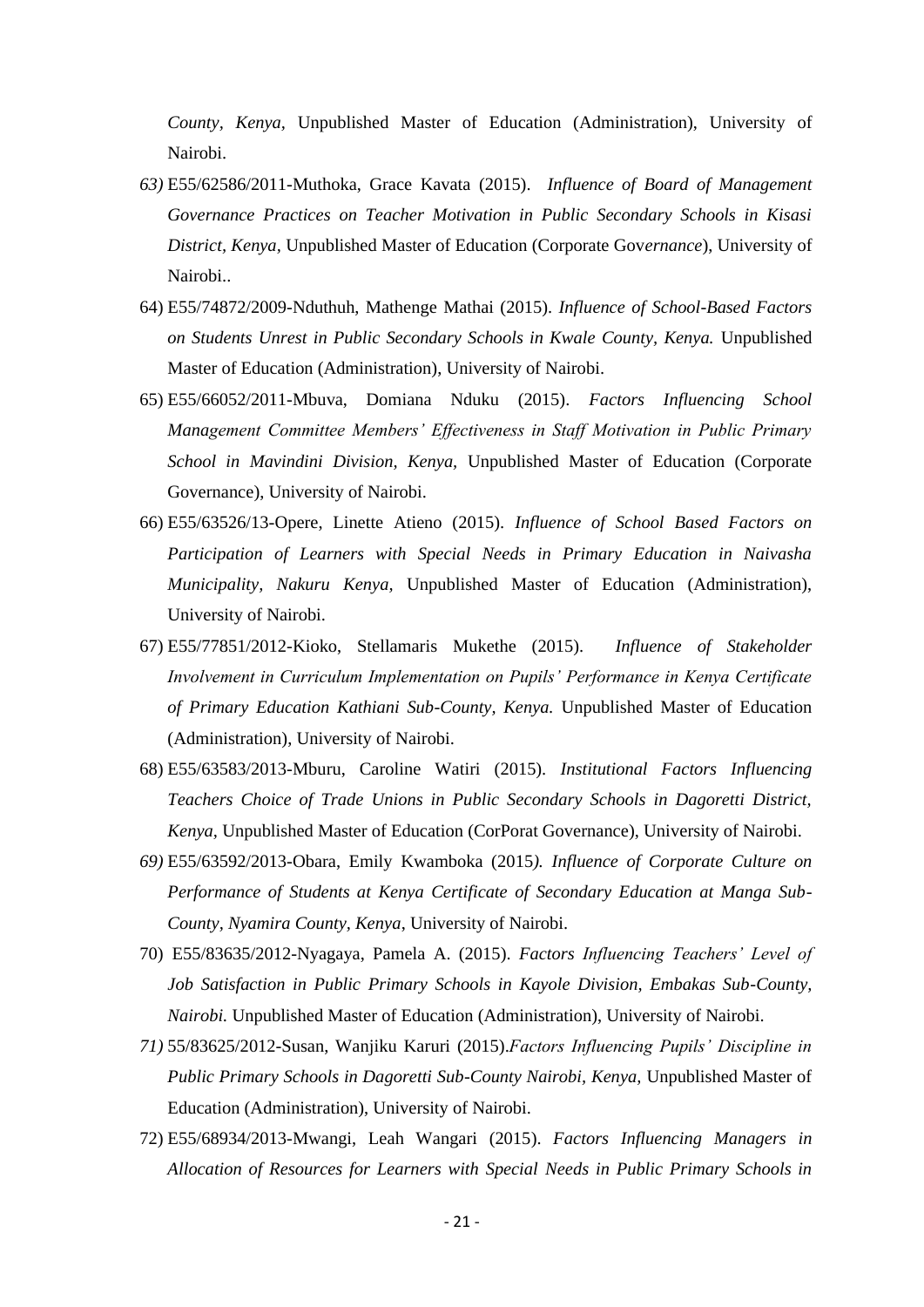*County, Kenya*, Unpublished Master of Education (Administration), University of Nairobi.

*63)* E55/62586/2011-Muthoka, Grace Kavata (2015). *Influence of Board of Management Governance Practices on Teacher Motivation in Public Secondary Schools in Kisasi District, Kenya,* Unpublished Master of Education (Corporate Gov*ernance*), University of Nairobi..

64) E55/74872/2009-Nduthuh, Mathenge Mathai (2015). *Influence of School-Based Factors on Students Unrest in Public Secondary Schools in Kwale County, Kenya.* Unpublished Master of Education (Administration), University of Nairobi.

65) E55/66052/2011-Mbuva, Domiana Nduku (2015). *Factors Influencing School Management Committee Members' Effectiveness in Staff Motivation in Public Primary School in Mavindini Division, Kenya,* Unpublished Master of Education (Corporate Governance), University of Nairobi.

66) E55/63526/13-Opere, Linette Atieno (2015). *Influence of School Based Factors on Participation of Learners with Special Needs in Primary Education in Naivasha Municipality, Nakuru Kenya,* Unpublished Master of Education (Administration), University of Nairobi.

67) E55/77851/2012-Kioko, Stellamaris Mukethe (2015). *Influence of Stakeholder Involvement in Curriculum Implementation on Pupils' Performance in Kenya Certificate of Primary Education Kathiani Sub-County, Kenya.* Unpublished Master of Education (Administration), University of Nairobi.

68) E55/63583/2013-Mburu, Caroline Watiri (2015). *Institutional Factors Influencing Teachers Choice of Trade Unions in Public Secondary Schools in Dagoretti District, Kenya,* Unpublished Master of Education (CorPorat Governance), University of Nairobi.

*69)* E55/63592/2013-Obara, Emily Kwamboka (2015*). Influence of Corporate Culture on Performance of Students at Kenya Certificate of Secondary Education at Manga Sub-County, Nyamira County, Kenya*, University of Nairobi.

70) E55/83635/2012-Nyagaya, Pamela A. (2015). *Factors Influencing Teachers' Level of Job Satisfaction in Public Primary Schools in Kayole Division, Embakas Sub-County, Nairobi.* Unpublished Master of Education (Administration), University of Nairobi.

*71)* 55/83625/2012-Susan, Wanjiku Karuri (2015).*Factors Influencing Pupils' Discipline in Public Primary Schools in Dagoretti Sub-County Nairobi, Kenya,* Unpublished Master of Education (Administration), University of Nairobi.

72) E55/68934/2013-Mwangi, Leah Wangari (2015). *Factors Influencing Managers in Allocation of Resources for Learners with Special Needs in Public Primary Schools in*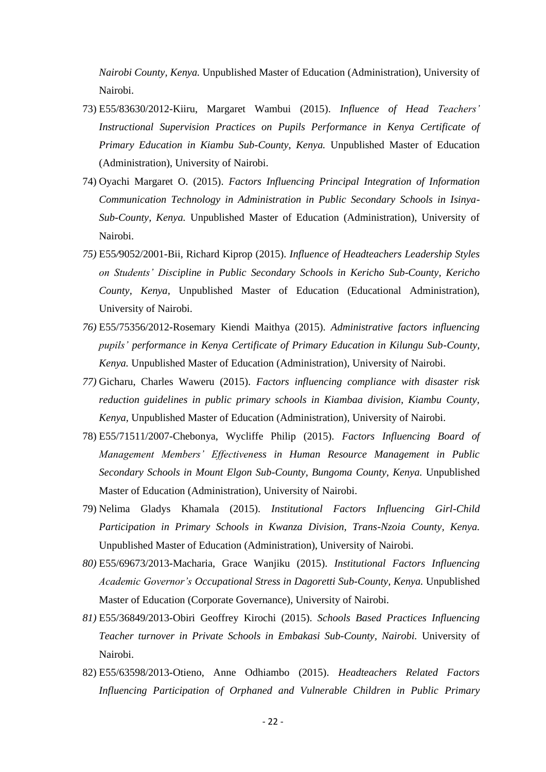*Nairobi County, Kenya.* Unpublished Master of Education (Administration), University of Nairobi.

73) E55/83630/2012-Kiiru, Margaret Wambui (2015). *Influence of Head Teachers' Instructional Supervision Practices on Pupils Performance in Kenya Certificate of Primary Education in Kiambu Sub-County, Kenya.* Unpublished Master of Education (Administration), University of Nairobi.
74) Oyachi Margaret O. (2015). *Factors Influencing Principal Integration of Information Communication Technology in Administration in Public Secondary Schools in Isinya-Sub-County, Kenya.* Unpublished Master of Education (Administration), University of Nairobi.
75) E55/9052/2001-Bii, Richard Kiprop (2015). *Influence of Headteachers Leadership Styles on Students' Discipline in Public Secondary Schools in Kericho Sub-County, Kericho County, Kenya*, Unpublished Master of Education (Educational Administration), University of Nairobi.
76) E55/75356/2012-Rosemary Kiendi Maithya (2015). *Administrative factors influencing pupils' performance in Kenya Certificate of Primary Education in Kilungu Sub-County, Kenya.* Unpublished Master of Education (Administration), University of Nairobi.
77) Gicharu, Charles Waweru (2015). *Factors influencing compliance with disaster risk reduction guidelines in public primary schools in Kiambaa division, Kiambu County, Kenya,* Unpublished Master of Education (Administration), University of Nairobi.
78) E55/71511/2007-Chebonya, Wycliffe Philip (2015). *Factors Influencing Board of Management Members' Effectiveness in Human Resource Management in Public Secondary Schools in Mount Elgon Sub-County, Bungoma County, Kenya.* Unpublished Master of Education (Administration), University of Nairobi.
79) Nelima Gladys Khamala (2015). *Institutional Factors Influencing Girl-Child Participation in Primary Schools in Kwanza Division, Trans-Nzoia County, Kenya.* Unpublished Master of Education (Administration), University of Nairobi.
80) E55/69673/2013-Macharia, Grace Wanjiku (2015). *Institutional Factors Influencing Academic Governor's Occupational Stress in Dagoretti Sub-County, Kenya.* Unpublished Master of Education (Corporate Governance), University of Nairobi.
81) E55/36849/2013-Obiri Geoffrey Kirochi (2015). *Schools Based Practices Influencing Teacher turnover in Private Schools in Embakasi Sub-County, Nairobi.* University of Nairobi.
82) E55/63598/2013-Otieno, Anne Odhiambo (2015). *Headteachers Related Factors Influencing Participation of Orphaned and Vulnerable Children in Public Primary*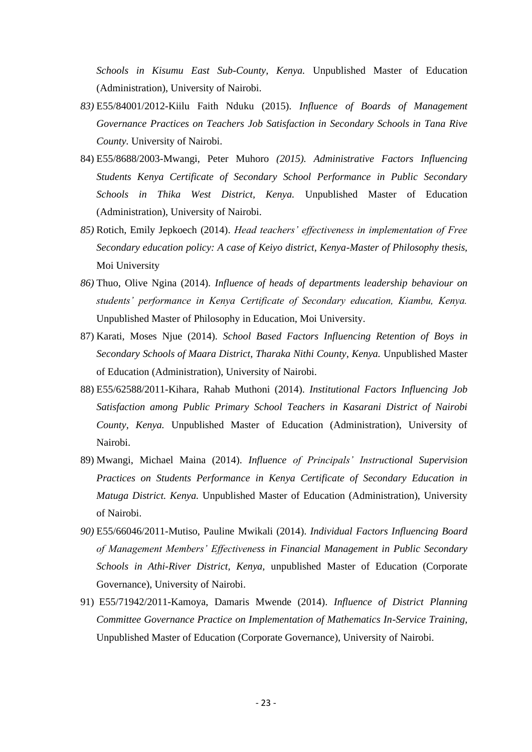*Schools in Kisumu East Sub-County, Kenya.* Unpublished Master of Education (Administration), University of Nairobi.

83) E55/84001/2012-Kiilu Faith Nduku (2015). *Influence of Boards of Management Governance Practices on Teachers Job Satisfaction in Secondary Schools in Tana Rive County.* University of Nairobi.

84) E55/8688/2003-Mwangi, Peter Muhoro *(2015). Administrative Factors Influencing Students Kenya Certificate of Secondary School Performance in Public Secondary Schools in Thika West District, Kenya.* Unpublished Master of Education (Administration), University of Nairobi.

85) Rotich, Emily Jepkoech (2014). *Head teachers' effectiveness in implementation of Free Secondary education policy: A case of Keiyo district, Kenya-Master of Philosophy thesis*, Moi University

86) Thuo, Olive Ngina (2014). *Influence of heads of departments leadership behaviour on students' performance in Kenya Certificate of Secondary education, Kiambu, Kenya.* Unpublished Master of Philosophy in Education, Moi University.

87) Karati, Moses Njue (2014). *School Based Factors Influencing Retention of Boys in Secondary Schools of Maara District, Tharaka Nithi County, Kenya.* Unpublished Master of Education (Administration), University of Nairobi.

88) E55/62588/2011-Kihara, Rahab Muthoni (2014). *Institutional Factors Influencing Job Satisfaction among Public Primary School Teachers in Kasarani District of Nairobi County, Kenya.* Unpublished Master of Education (Administration), University of Nairobi.

89) Mwangi, Michael Maina (2014). *Influence of Principals' Instructional Supervision Practices on Students Performance in Kenya Certificate of Secondary Education in Matuga District. Kenya.* Unpublished Master of Education (Administration), University of Nairobi.

90) E55/66046/2011-Mutiso, Pauline Mwikali (2014). *Individual Factors Influencing Board of Management Members' Effectiveness in Financial Management in Public Secondary Schools in Athi-River District, Kenya,* unpublished Master of Education (Corporate Governance), University of Nairobi.

91) E55/71942/2011-Kamoya, Damaris Mwende (2014). *Influence of District Planning Committee Governance Practice on Implementation of Mathematics In-Service Training,* Unpublished Master of Education (Corporate Governance), University of Nairobi.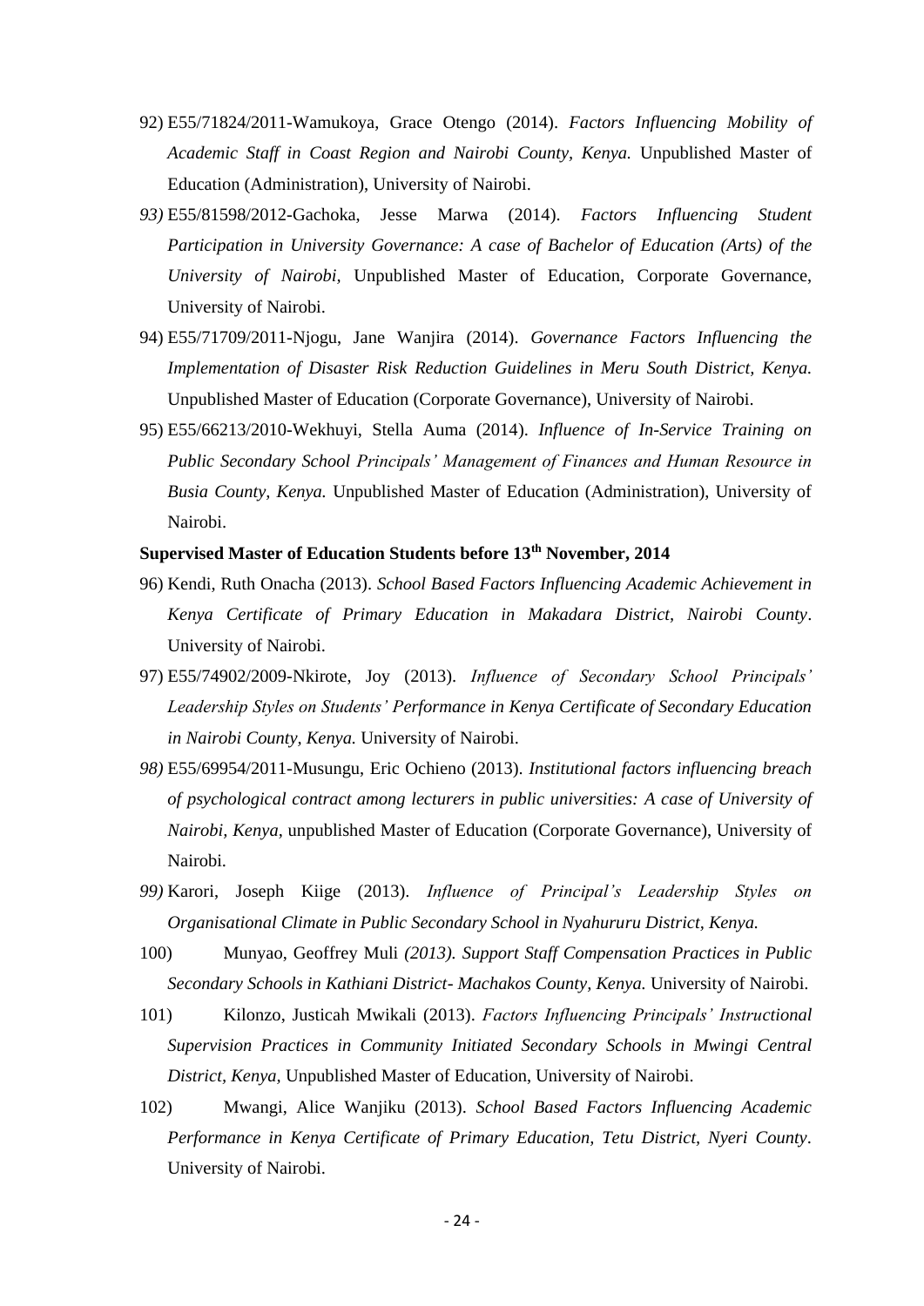92) E55/71824/2011-Wamukoya, Grace Otengo (2014). *Factors Influencing Mobility of Academic Staff in Coast Region and Nairobi County, Kenya.* Unpublished Master of Education (Administration), University of Nairobi.

93) E55/81598/2012-Gachoka, Jesse Marwa (2014). *Factors Influencing Student Participation in University Governance: A case of Bachelor of Education (Arts) of the University of Nairobi,* Unpublished Master of Education, Corporate Governance, University of Nairobi.

94) E55/71709/2011-Njogu, Jane Wanjira (2014). *Governance Factors Influencing the Implementation of Disaster Risk Reduction Guidelines in Meru South District, Kenya.* Unpublished Master of Education (Corporate Governance), University of Nairobi.

95) E55/66213/2010-Wekhuyi, Stella Auma (2014). *Influence of In-Service Training on Public Secondary School Principals' Management of Finances and Human Resource in Busia County, Kenya.* Unpublished Master of Education (Administration), University of Nairobi.

**Supervised Master of Education Students before 13th November, 2014**

96) Kendi, Ruth Onacha (2013). *School Based Factors Influencing Academic Achievement in Kenya Certificate of Primary Education in Makadara District, Nairobi County*. University of Nairobi.

97) E55/74902/2009-Nkirote, Joy (2013). *Influence of Secondary School Principals' Leadership Styles on Students' Performance in Kenya Certificate of Secondary Education in Nairobi County, Kenya.* University of Nairobi.

98) E55/69954/2011-Musungu, Eric Ochieno (2013). *Institutional factors influencing breach of psychological contract among lecturers in public universities: A case of University of Nairobi, Kenya,* unpublished Master of Education (Corporate Governance), University of Nairobi.

99) Karori, Joseph Kiige (2013). *Influence of Principal's Leadership Styles on Organisational Climate in Public Secondary School in Nyahururu District, Kenya.*

100) Munyao, Geoffrey Muli *(2013). Support Staff Compensation Practices in Public Secondary Schools in Kathiani District- Machakos County, Kenya.* University of Nairobi.

101) Kilonzo, Justicah Mwikali (2013). *Factors Influencing Principals' Instructional Supervision Practices in Community Initiated Secondary Schools in Mwingi Central District, Kenya,* Unpublished Master of Education, University of Nairobi.

102) Mwangi, Alice Wanjiku (2013). *School Based Factors Influencing Academic Performance in Kenya Certificate of Primary Education, Tetu District, Nyeri County*. University of Nairobi.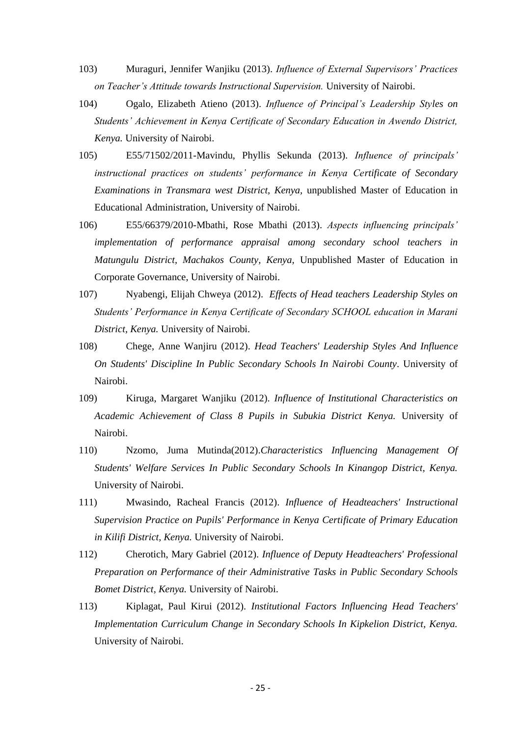103) Muraguri, Jennifer Wanjiku (2013). *Influence of External Supervisors' Practices on Teacher's Attitude towards Instructional Supervision.* University of Nairobi.

104) Ogalo, Elizabeth Atieno (2013). *Influence of Principal's Leadership Styles on Students' Achievement in Kenya Certificate of Secondary Education in Awendo District, Kenya.* University of Nairobi.

105) E55/71502/2011-Mavindu, Phyllis Sekunda (2013). *Influence of principals' instructional practices on students' performance in Kenya Certificate of Secondary Examinations in Transmara west District, Kenya,* unpublished Master of Education in Educational Administration, University of Nairobi.

106) E55/66379/2010-Mbathi, Rose Mbathi (2013). *Aspects influencing principals' implementation of performance appraisal among secondary school teachers in Matungulu District, Machakos County, Kenya,* Unpublished Master of Education in Corporate Governance, University of Nairobi.

107) Nyabengi, Elijah Chweya (2012). *Effects of Head teachers Leadership Styles on Students' Performance in Kenya Certificate of Secondary SCHOOL education in Marani District, Kenya.* University of Nairobi.

108) Chege, Anne Wanjiru (2012). *Head Teachers' Leadership Styles And Influence On Students' Discipline In Public Secondary Schools In Nairobi County*. University of Nairobi.

109) Kiruga, Margaret Wanjiku (2012). *Influence of Institutional Characteristics on Academic Achievement of Class 8 Pupils in Subukia District Kenya.* University of Nairobi.

110) Nzomo, Juma Mutinda(2012).*Characteristics Influencing Management Of Students' Welfare Services In Public Secondary Schools In Kinangop District, Kenya.* University of Nairobi.

111) Mwasindo, Racheal Francis (2012). *Influence of Headteachers' Instructional Supervision Practice on Pupils' Performance in Kenya Certificate of Primary Education in Kilifi District, Kenya.* University of Nairobi.

112) Cherotich, Mary Gabriel (2012). *Influence of Deputy Headteachers' Professional Preparation on Performance of their Administrative Tasks in Public Secondary Schools Bomet District, Kenya.* University of Nairobi.

113) Kiplagat, Paul Kirui (2012). *Institutional Factors Influencing Head Teachers' Implementation Curriculum Change in Secondary Schools In Kipkelion District, Kenya.* University of Nairobi.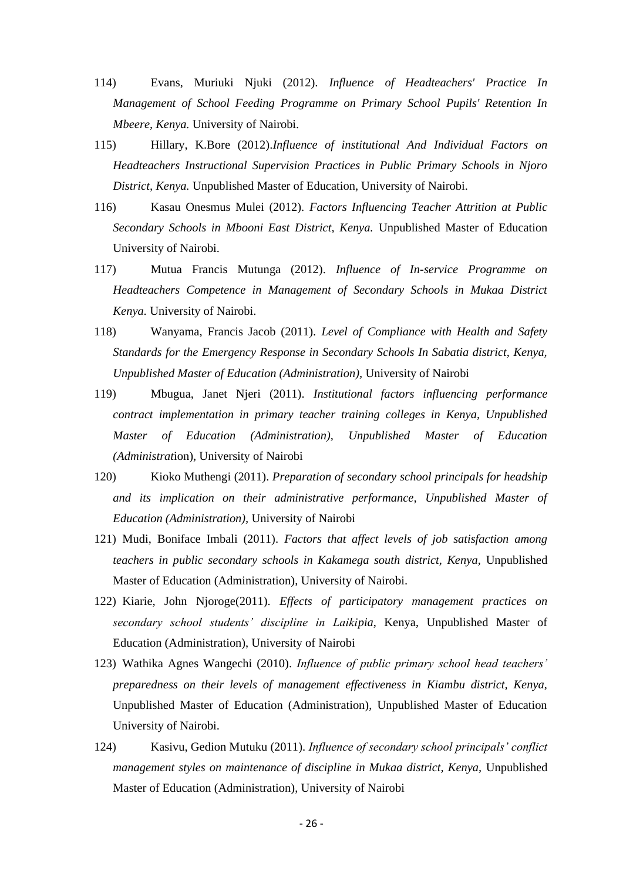114) Evans, Muriuki Njuki (2012). *Influence of Headteachers' Practice In Management of School Feeding Programme on Primary School Pupils' Retention In Mbeere, Kenya.* University of Nairobi.

115) Hillary, K.Bore (2012).*Influence of institutional And Individual Factors on Headteachers Instructional Supervision Practices in Public Primary Schools in Njoro District, Kenya.* Unpublished Master of Education, University of Nairobi.

116) Kasau Onesmus Mulei (2012). *Factors Influencing Teacher Attrition at Public Secondary Schools in Mbooni East District, Kenya.* Unpublished Master of Education University of Nairobi.

117) Mutua Francis Mutunga (2012). *Influence of In-service Programme on Headteachers Competence in Management of Secondary Schools in Mukaa District Kenya.* University of Nairobi.

118) Wanyama, Francis Jacob (2011). *Level of Compliance with Health and Safety Standards for the Emergency Response in Secondary Schools In Sabatia district, Kenya, Unpublished Master of Education (Administration)*, University of Nairobi

119) Mbugua, Janet Njeri (2011). *Institutional factors influencing performance contract implementation in primary teacher training colleges in Kenya, Unpublished Master of Education (Administration), Unpublished Master of Education (Administrat*ion), University of Nairobi

120) Kioko Muthengi (2011). *Preparation of secondary school principals for headship and its implication on their administrative performance, Unpublished Master of Education (Administration)*, University of Nairobi

121) Mudi, Boniface Imbali (2011). *Factors that affect levels of job satisfaction among teachers in public secondary schools in Kakamega south district, Kenya*, Unpublished Master of Education (Administration), University of Nairobi.

122) Kiarie, John Njoroge(2011). *Effects of participatory management practices on secondary school students' discipline in Laikipia*, Kenya, Unpublished Master of Education (Administration), University of Nairobi

123) Wathika Agnes Wangechi (2010). *Influence of public primary school head teachers' preparedness on their levels of management effectiveness in Kiambu district, Kenya*, Unpublished Master of Education (Administration), Unpublished Master of Education University of Nairobi.

124) Kasivu, Gedion Mutuku (2011). *Influence of secondary school principals' conflict management styles on maintenance of discipline in Mukaa district, Kenya*, Unpublished Master of Education (Administration), University of Nairobi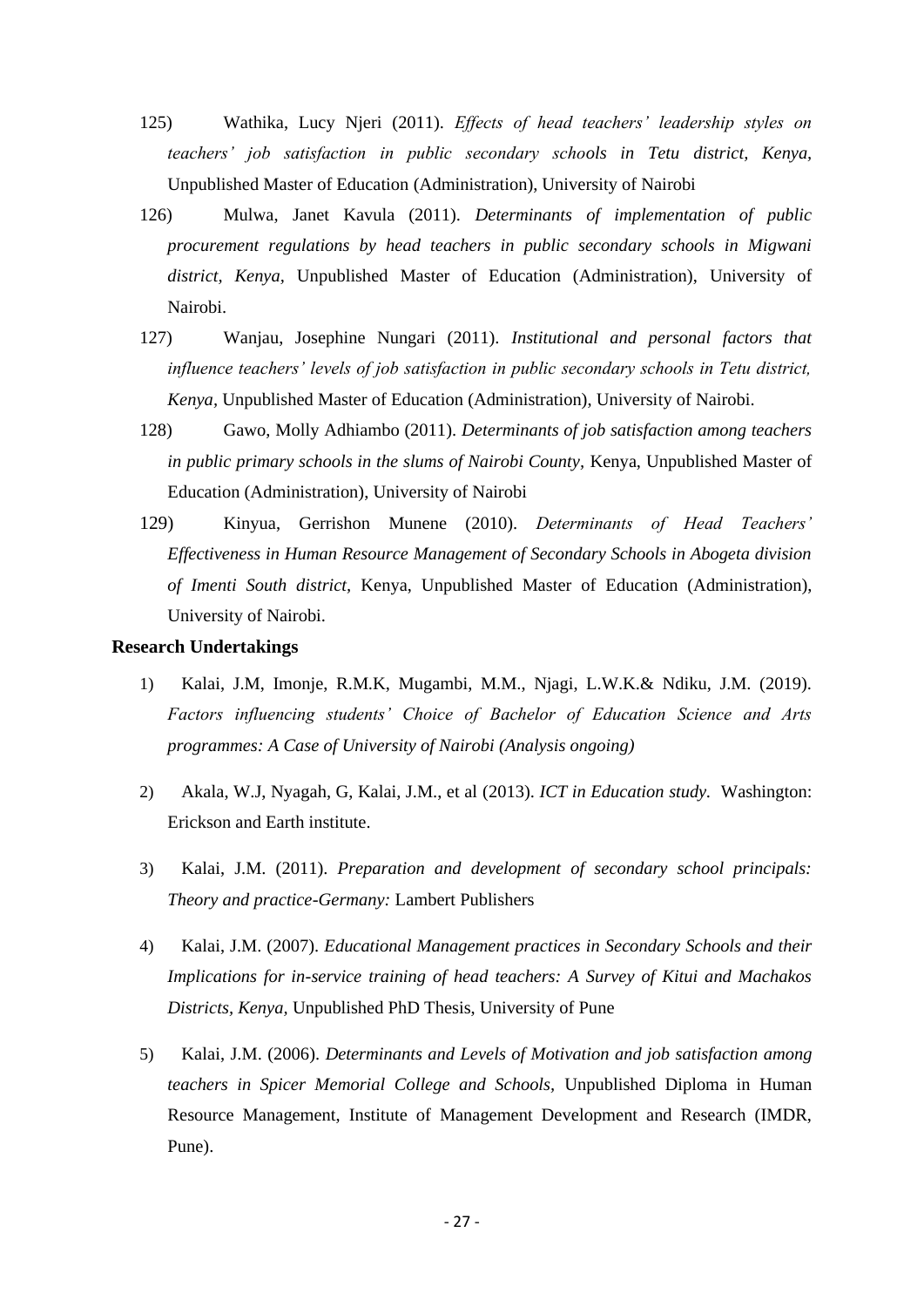125) Wathika, Lucy Njeri (2011). *Effects of head teachers' leadership styles on teachers' job satisfaction in public secondary schools in Tetu district, Kenya,* Unpublished Master of Education (Administration), University of Nairobi

126) Mulwa, Janet Kavula (2011). *Determinants of implementation of public procurement regulations by head teachers in public secondary schools in Migwani district, Kenya,* Unpublished Master of Education (Administration), University of Nairobi.

127) Wanjau, Josephine Nungari (2011). *Institutional and personal factors that influence teachers' levels of job satisfaction in public secondary schools in Tetu district, Kenya,* Unpublished Master of Education (Administration), University of Nairobi.

128) Gawo, Molly Adhiambo (2011). *Determinants of job satisfaction among teachers in public primary schools in the slums of Nairobi County,* Kenya, Unpublished Master of Education (Administration), University of Nairobi

129) Kinyua, Gerrishon Munene (2010). *Determinants of Head Teachers' Effectiveness in Human Resource Management of Secondary Schools in Abogeta division of Imenti South district,* Kenya, Unpublished Master of Education (Administration), University of Nairobi.

**Research Undertakings**

1) Kalai, J.M, Imonje, R.M.K, Mugambi, M.M., Njagi, L.W.K.& Ndiku, J.M. (2019). *Factors influencing students' Choice of Bachelor of Education Science and Arts programmes: A Case of University of Nairobi (Analysis ongoing)*

2) Akala, W.J, Nyagah, G, Kalai, J.M., et al (2013). *ICT in Education study.* Washington: Erickson and Earth institute.

3) Kalai, J.M. (2011). *Preparation and development of secondary school principals: Theory and practice-Germany:* Lambert Publishers

4) Kalai, J.M. (2007). *Educational Management practices in Secondary Schools and their Implications for in-service training of head teachers: A Survey of Kitui and Machakos Districts, Kenya,* Unpublished PhD Thesis, University of Pune

5) Kalai, J.M. (2006). *Determinants and Levels of Motivation and job satisfaction among teachers in Spicer Memorial College and Schools,* Unpublished Diploma in Human Resource Management, Institute of Management Development and Research (IMDR, Pune).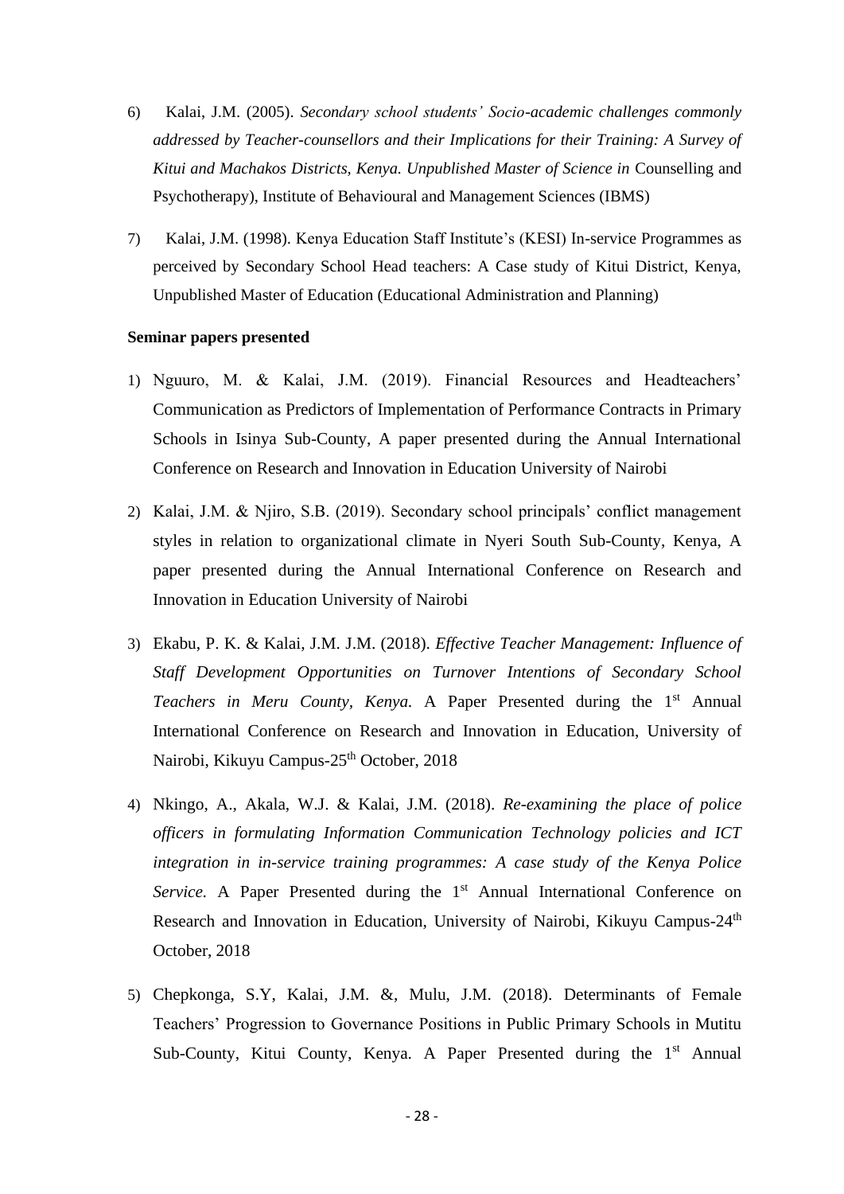6) Kalai, J.M. (2005). *Secondary school students' Socio-academic challenges commonly addressed by Teacher-counsellors and their Implications for their Training: A Survey of Kitui and Machakos Districts, Kenya. Unpublished Master of Science in* Counselling and Psychotherapy), Institute of Behavioural and Management Sciences (IBMS)

7) Kalai, J.M. (1998). Kenya Education Staff Institute's (KESI) In-service Programmes as perceived by Secondary School Head teachers: A Case study of Kitui District, Kenya, Unpublished Master of Education (Educational Administration and Planning)

**Seminar papers presented**

1) Nguuro, M. & Kalai, J.M. (2019). Financial Resources and Headteachers' Communication as Predictors of Implementation of Performance Contracts in Primary Schools in Isinya Sub-County, A paper presented during the Annual International Conference on Research and Innovation in Education University of Nairobi

2) Kalai, J.M. & Njiro, S.B. (2019). Secondary school principals' conflict management styles in relation to organizational climate in Nyeri South Sub-County, Kenya, A paper presented during the Annual International Conference on Research and Innovation in Education University of Nairobi

3) Ekabu, P. K. & Kalai, J.M. J.M. (2018). *Effective Teacher Management: Influence of Staff Development Opportunities on Turnover Intentions of Secondary School Teachers in Meru County, Kenya.* A Paper Presented during the 1st Annual International Conference on Research and Innovation in Education, University of Nairobi, Kikuyu Campus-25th October, 2018

4) Nkingo, A., Akala, W.J. & Kalai, J.M. (2018). *Re-examining the place of police officers in formulating Information Communication Technology policies and ICT integration in in-service training programmes: A case study of the Kenya Police Service.* A Paper Presented during the 1st Annual International Conference on Research and Innovation in Education, University of Nairobi, Kikuyu Campus-24th October, 2018

5) Chepkonga, S.Y, Kalai, J.M. &, Mulu, J.M. (2018). Determinants of Female Teachers' Progression to Governance Positions in Public Primary Schools in Mutitu Sub-County, Kitui County, Kenya. A Paper Presented during the 1st Annual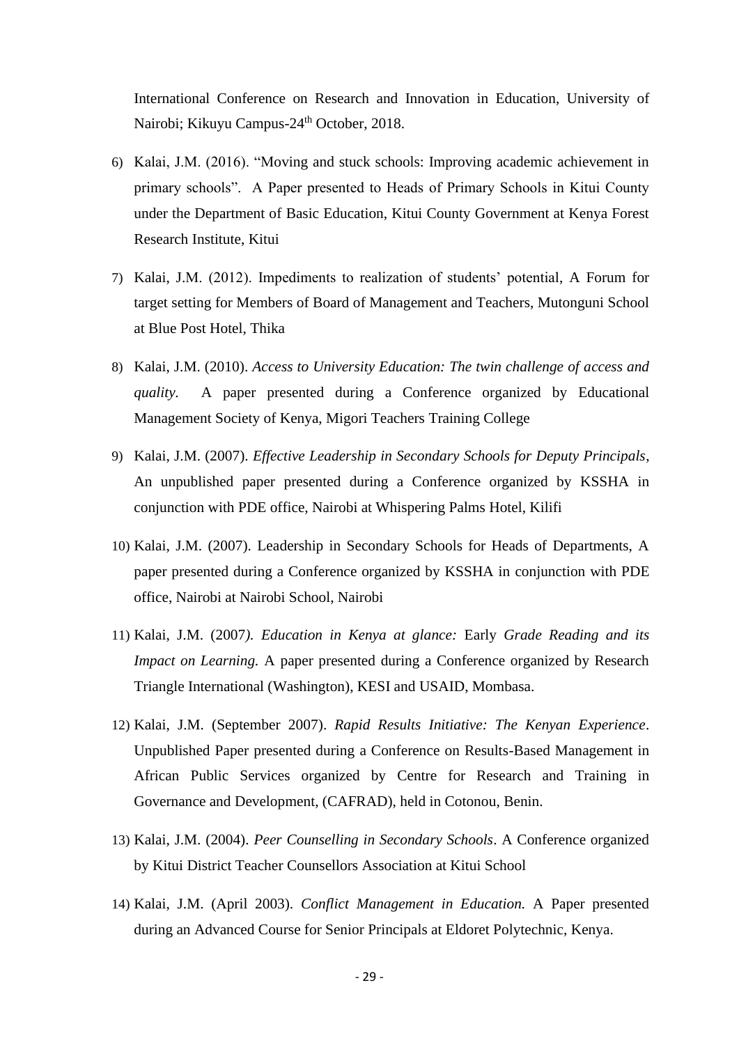International Conference on Research and Innovation in Education, University of Nairobi; Kikuyu Campus-24th October, 2018.

6) Kalai, J.M. (2016). "Moving and stuck schools: Improving academic achievement in primary schools". A Paper presented to Heads of Primary Schools in Kitui County under the Department of Basic Education, Kitui County Government at Kenya Forest Research Institute, Kitui

7) Kalai, J.M. (2012). Impediments to realization of students' potential, A Forum for target setting for Members of Board of Management and Teachers, Mutonguni School at Blue Post Hotel, Thika

8) Kalai, J.M. (2010). *Access to University Education: The twin challenge of access and quality.* A paper presented during a Conference organized by Educational Management Society of Kenya, Migori Teachers Training College

9) Kalai, J.M. (2007). *Effective Leadership in Secondary Schools for Deputy Principals*, An unpublished paper presented during a Conference organized by KSSHA in conjunction with PDE office, Nairobi at Whispering Palms Hotel, Kilifi

10) Kalai, J.M. (2007). Leadership in Secondary Schools for Heads of Departments, A paper presented during a Conference organized by KSSHA in conjunction with PDE office, Nairobi at Nairobi School, Nairobi

11) Kalai, J.M. (2007*). Education in Kenya at glance:* Early *Grade Reading and its Impact on Learning.* A paper presented during a Conference organized by Research Triangle International (Washington), KESI and USAID, Mombasa.

12) Kalai, J.M. (September 2007). *Rapid Results Initiative: The Kenyan Experience*. Unpublished Paper presented during a Conference on Results-Based Management in African Public Services organized by Centre for Research and Training in Governance and Development, (CAFRAD), held in Cotonou, Benin.

13) Kalai, J.M. (2004). *Peer Counselling in Secondary Schools*. A Conference organized by Kitui District Teacher Counsellors Association at Kitui School

14) Kalai, J.M. (April 2003). *Conflict Management in Education.* A Paper presented during an Advanced Course for Senior Principals at Eldoret Polytechnic, Kenya.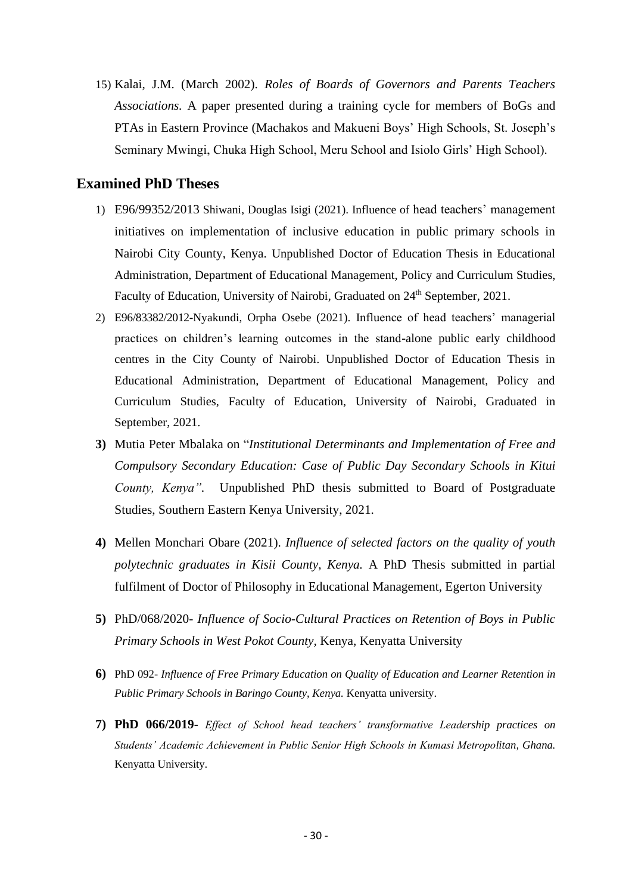15) Kalai, J.M. (March 2002). *Roles of Boards of Governors and Parents Teachers Associations.* A paper presented during a training cycle for members of BoGs and PTAs in Eastern Province (Machakos and Makueni Boys' High Schools, St. Joseph's Seminary Mwingi, Chuka High School, Meru School and Isiolo Girls' High School).

## Examined PhD Theses

1) E96/99352/2013 Shiwani, Douglas Isigi (2021). Influence of head teachers' management initiatives on implementation of inclusive education in public primary schools in Nairobi City County, Kenya. Unpublished Doctor of Education Thesis in Educational Administration, Department of Educational Management, Policy and Curriculum Studies, Faculty of Education, University of Nairobi, Graduated on 24th September, 2021.
2) E96/83382/2012-Nyakundi, Orpha Osebe (2021). Influence of head teachers' managerial practices on children's learning outcomes in the stand-alone public early childhood centres in the City County of Nairobi. Unpublished Doctor of Education Thesis in Educational Administration, Department of Educational Management, Policy and Curriculum Studies, Faculty of Education, University of Nairobi, Graduated in September, 2021.
3) Mutia Peter Mbalaka on "*Institutional Determinants and Implementation of Free and Compulsory Secondary Education: Case of Public Day Secondary Schools in Kitui County, Kenya".* Unpublished PhD thesis submitted to Board of Postgraduate Studies, Southern Eastern Kenya University, 2021.
4) Mellen Monchari Obare (2021). *Influence of selected factors on the quality of youth polytechnic graduates in Kisii County, Kenya.* A PhD Thesis submitted in partial fulfilment of Doctor of Philosophy in Educational Management, Egerton University
5) PhD/068/2020- *Influence of Socio-Cultural Practices on Retention of Boys in Public Primary Schools in West Pokot County,* Kenya, Kenyatta University
6) PhD 092- *Influence of Free Primary Education on Quality of Education and Learner Retention in Public Primary Schools in Baringo County, Kenya.* Kenyatta university.
7) **PhD 066/2019-** *Effect of School head teachers' transformative Leadership practices on Students' Academic Achievement in Public Senior High Schools in Kumasi Metropolitan, Ghana.* Kenyatta University.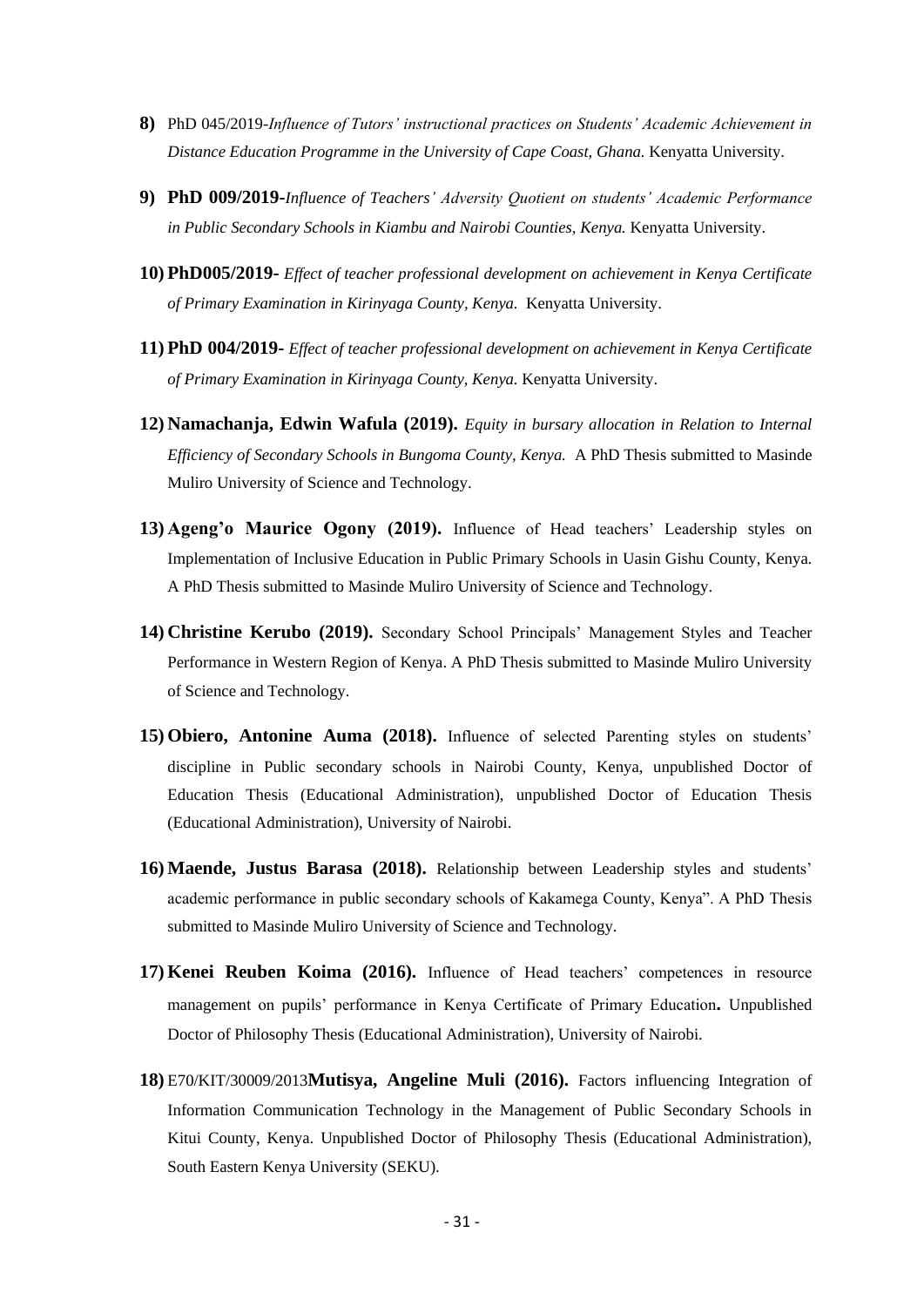8) PhD 045/2019-*Influence of Tutors' instructional practices on Students' Academic Achievement in Distance Education Programme in the University of Cape Coast, Ghana.* Kenyatta University.

9) **PhD 009/2019-***Influence of Teachers' Adversity Quotient on students' Academic Performance in Public Secondary Schools in Kiambu and Nairobi Counties, Kenya.* Kenyatta University.

10) **PhD005/2019-** *Effect of teacher professional development on achievement in Kenya Certificate of Primary Examination in Kirinyaga County, Kenya.* Kenyatta University.

11) **PhD 004/2019-** *Effect of teacher professional development on achievement in Kenya Certificate of Primary Examination in Kirinyaga County, Kenya.* Kenyatta University.

12) **Namachanja, Edwin Wafula (2019).** *Equity in bursary allocation in Relation to Internal Efficiency of Secondary Schools in Bungoma County, Kenya.* A PhD Thesis submitted to Masinde Muliro University of Science and Technology.

13) **Ageng'o Maurice Ogony (2019).** Influence of Head teachers' Leadership styles on Implementation of Inclusive Education in Public Primary Schools in Uasin Gishu County, Kenya. A PhD Thesis submitted to Masinde Muliro University of Science and Technology.

14) **Christine Kerubo (2019).** Secondary School Principals' Management Styles and Teacher Performance in Western Region of Kenya. A PhD Thesis submitted to Masinde Muliro University of Science and Technology.

15) **Obiero, Antonine Auma (2018).** Influence of selected Parenting styles on students' discipline in Public secondary schools in Nairobi County, Kenya, unpublished Doctor of Education Thesis (Educational Administration), unpublished Doctor of Education Thesis (Educational Administration), University of Nairobi.

16) **Maende, Justus Barasa (2018).** Relationship between Leadership styles and students' academic performance in public secondary schools of Kakamega County, Kenya". A PhD Thesis submitted to Masinde Muliro University of Science and Technology.

17) **Kenei Reuben Koima (2016).** Influence of Head teachers' competences in resource management on pupils' performance in Kenya Certificate of Primary Education**.** Unpublished Doctor of Philosophy Thesis (Educational Administration), University of Nairobi.

18) E70/KIT/30009/2013**Mutisya, Angeline Muli (2016).** Factors influencing Integration of Information Communication Technology in the Management of Public Secondary Schools in Kitui County, Kenya. Unpublished Doctor of Philosophy Thesis (Educational Administration), South Eastern Kenya University (SEKU).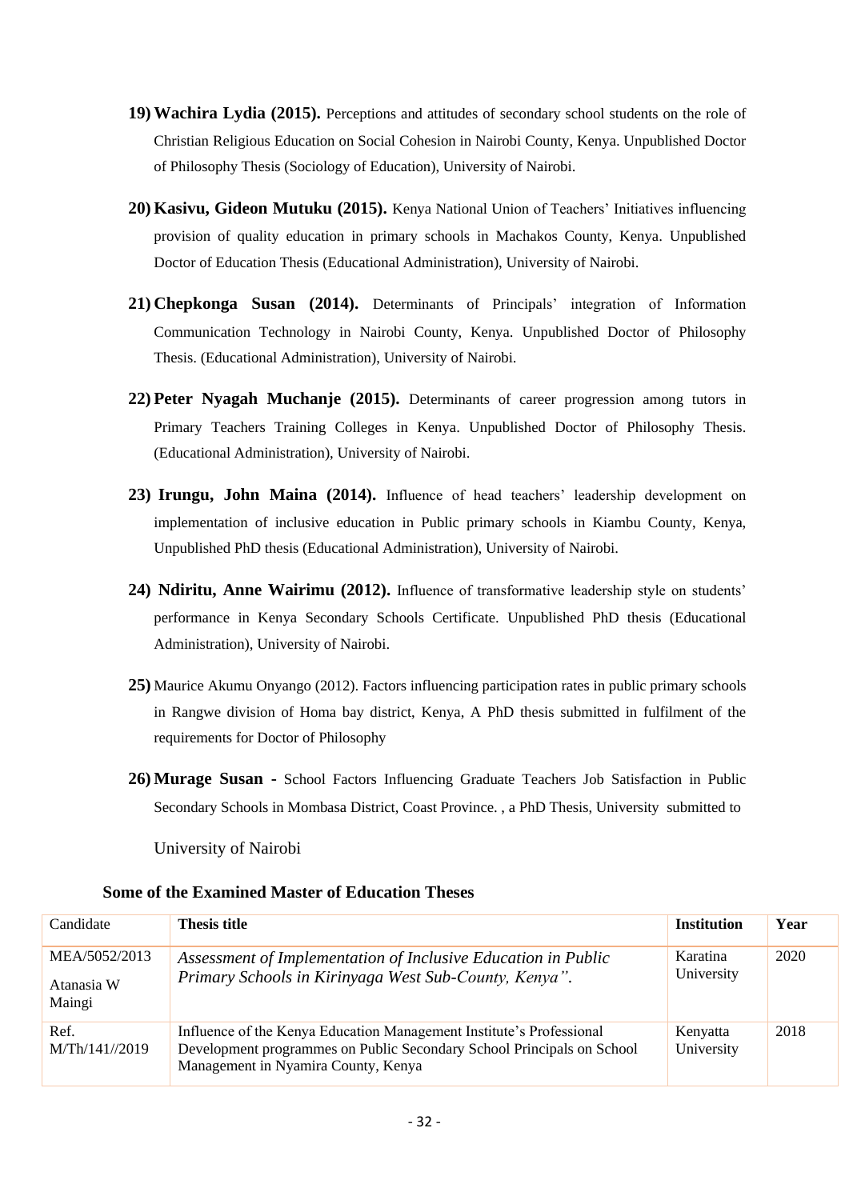19) **Wachira Lydia (2015).** Perceptions and attitudes of secondary school students on the role of Christian Religious Education on Social Cohesion in Nairobi County, Kenya. Unpublished Doctor of Philosophy Thesis (Sociology of Education), University of Nairobi.

20) **Kasivu, Gideon Mutuku (2015).** Kenya National Union of Teachers' Initiatives influencing provision of quality education in primary schools in Machakos County, Kenya. Unpublished Doctor of Education Thesis (Educational Administration), University of Nairobi.

21) **Chepkonga Susan (2014).** Determinants of Principals' integration of Information Communication Technology in Nairobi County, Kenya. Unpublished Doctor of Philosophy Thesis. (Educational Administration), University of Nairobi.

22) **Peter Nyagah Muchanje (2015).** Determinants of career progression among tutors in Primary Teachers Training Colleges in Kenya. Unpublished Doctor of Philosophy Thesis. (Educational Administration), University of Nairobi.

23) **Irungu, John Maina (2014).** Influence of head teachers' leadership development on implementation of inclusive education in Public primary schools in Kiambu County, Kenya, Unpublished PhD thesis (Educational Administration), University of Nairobi.

24) **Ndiritu, Anne Wairimu (2012).** Influence of transformative leadership style on students' performance in Kenya Secondary Schools Certificate. Unpublished PhD thesis (Educational Administration), University of Nairobi.

25) Maurice Akumu Onyango (2012). Factors influencing participation rates in public primary schools in Rangwe division of Homa bay district, Kenya, A PhD thesis submitted in fulfilment of the requirements for Doctor of Philosophy

26) **Murage Susan -** School Factors Influencing Graduate Teachers Job Satisfaction in Public Secondary Schools in Mombasa District, Coast Province. , a PhD Thesis, University submitted to

University of Nairobi

**Some of the Examined Master of Education Theses**

| Candidate | **Thesis title** | **Institution** | **Year** |
|---|---|---|---|
| MEA/5052/2013 Atanasia W Maingi | *Assessment of Implementation of Inclusive Education in Public Primary Schools in Kirinyaga West Sub-County, Kenya".* | Karatina University | 2020 |
| Ref. M/Th/141//2019 | Influence of the Kenya Education Management Institute's Professional Development programmes on Public Secondary School Principals on School Management in Nyamira County, Kenya | Kenyatta University | 2018 |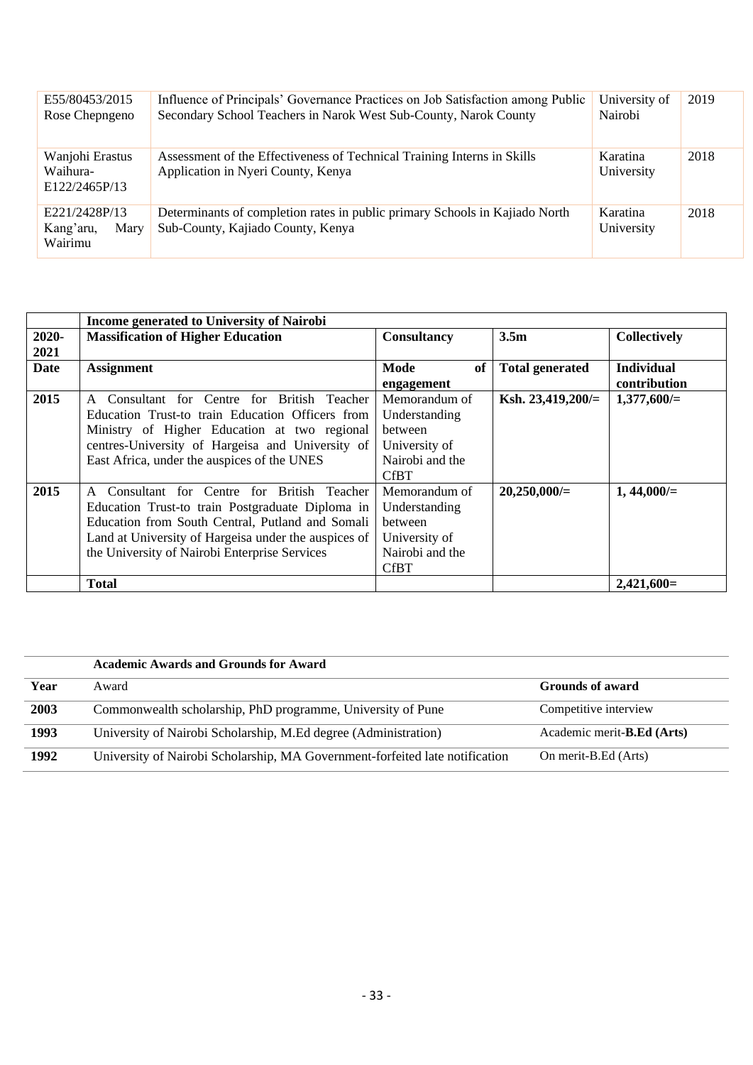| | | | |
|---|---|---|---|
| E55/80453/2015 Rose Chepngeno | Influence of Principals' Governance Practices on Job Satisfaction among Public Secondary School Teachers in Narok West Sub-County, Narok County | University of Nairobi | 2019 |
| Wanjohi Erastus Waihura- E122/2465P/13 | Assessment of the Effectiveness of Technical Training Interns in Skills Application in Nyeri County, Kenya | Karatina University | 2018 |
| E221/2428P/13 Kang'aru, Mary Wairimu | Determinants of completion rates in public primary Schools in Kajiado North Sub-County, Kajiado County, Kenya | Karatina University | 2018 |

| | **Income generated to University of Nairobi** | | | |
|---|---|---|---|---|
| **2020-2021** | **Massification of Higher Education** | **Consultancy** | **3.5m** | **Collectively** |
| **Date** | **Assignment** | **Mode of engagement** | **Total generated** | **Individual contribution** |
| **2015** | A Consultant for Centre for British Teacher Education Trust-to train Education Officers from Ministry of Higher Education at two regional centres-University of Hargeisa and University of East Africa, under the auspices of the UNES | Memorandum of Understanding between University of Nairobi and the CfBT | **Ksh. 23,419,200/=** | **1,377,600/=** |
| **2015** | A Consultant for Centre for British Teacher Education Trust-to train Postgraduate Diploma in Education from South Central, Putland and Somali Land at University of Hargeisa under the auspices of the University of Nairobi Enterprise Services | Memorandum of Understanding between University of Nairobi and the CfBT | **20,250,000/=** | **1, 44,000/=** |
| | **Total** | | | **2,421,600=** |

| | **Academic Awards and Grounds for Award** | |
|---|---|---|
| **Year** | Award | **Grounds of award** |
| **2003** | Commonwealth scholarship, PhD programme, University of Pune | Competitive interview |
| **1993** | University of Nairobi Scholarship, M.Ed degree (Administration) | Academic merit-**B.Ed (Arts)** |
| **1992** | University of Nairobi Scholarship, MA Government-forfeited late notification | On merit-B.Ed (Arts) |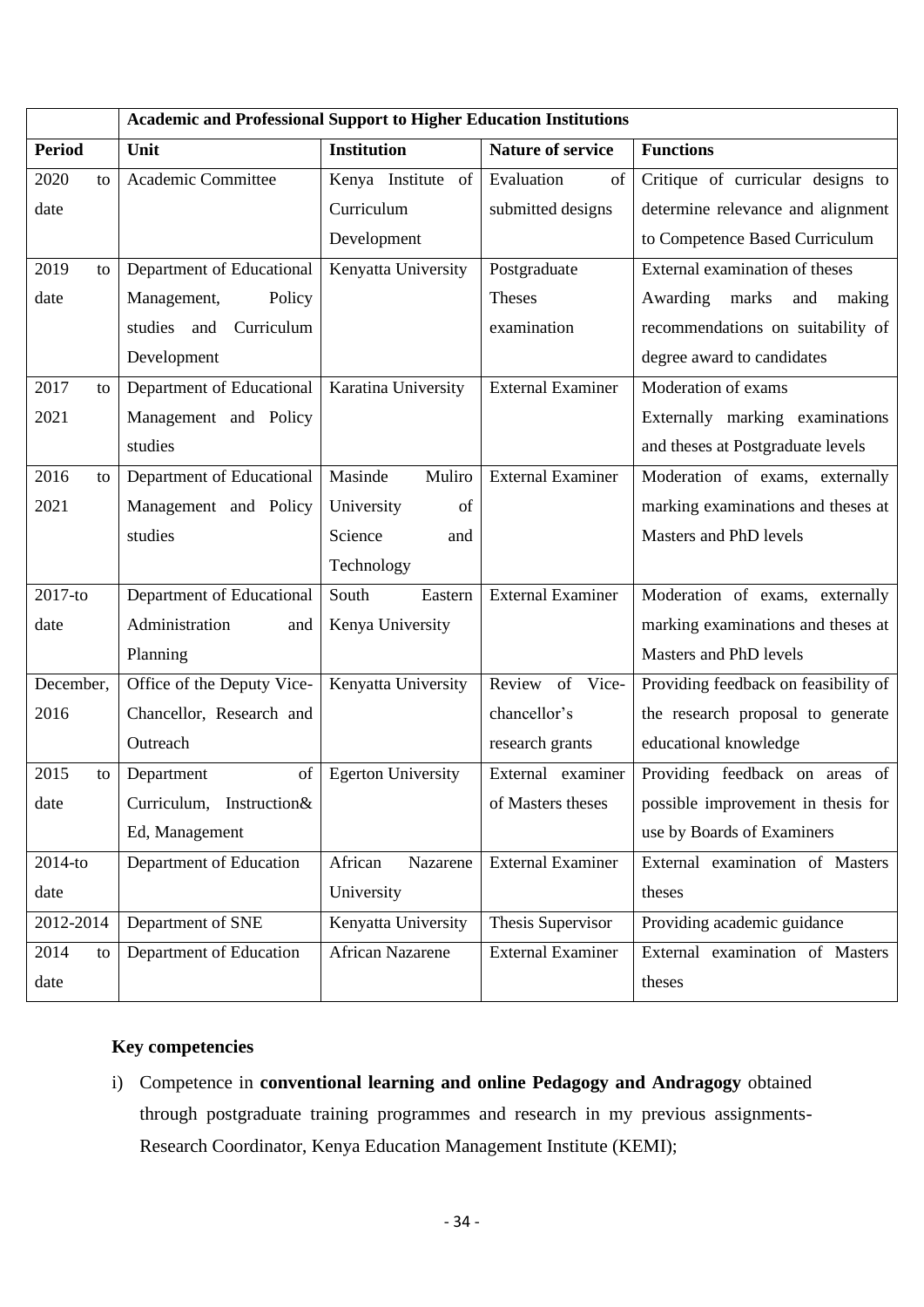| | Academic and Professional Support to Higher Education Institutions | | | |
|---|---|---|---|---|
| **Period** | **Unit** | **Institution** | **Nature of service** | **Functions** |
| 2020 to date | Academic Committee | Kenya Institute of Curriculum Development | Evaluation of submitted designs | Critique of curricular designs to determine relevance and alignment to Competence Based Curriculum |
| 2019 to date | Department of Educational Management, Policy studies and Curriculum Development | Kenyatta University | Postgraduate Theses examination | External examination of theses Awarding marks and making recommendations on suitability of degree award to candidates |
| 2017 to 2021 | Department of Educational Management and Policy studies | Karatina University | External Examiner | Moderation of exams Externally marking examinations and theses at Postgraduate levels |
| 2016 to 2021 | Department of Educational Management and Policy studies | Masinde Muliro University of Science and Technology | External Examiner | Moderation of exams, externally marking examinations and theses at Masters and PhD levels |
| 2017-to date | Department of Educational Administration and Planning | South Eastern Kenya University | External Examiner | Moderation of exams, externally marking examinations and theses at Masters and PhD levels |
| December, 2016 | Office of the Deputy Vice-Chancellor, Research and Outreach | Kenyatta University | Review of Vice-chancellor's research grants | Providing feedback on feasibility of the research proposal to generate educational knowledge |
| 2015 to date | Department of Curriculum, Instruction& Ed, Management | Egerton University | External examiner of Masters theses | Providing feedback on areas of possible improvement in thesis for use by Boards of Examiners |
| 2014-to date | Department of Education | African Nazarene University | External Examiner | External examination of Masters theses |
| 2012-2014 | Department of SNE | Kenyatta University | Thesis Supervisor | Providing academic guidance |
| 2014 to date | Department of Education | African Nazarene | External Examiner | External examination of Masters theses |

**Key competencies**

i) Competence in **conventional learning and online Pedagogy and Andragogy** obtained through postgraduate training programmes and research in my previous assignments-Research Coordinator, Kenya Education Management Institute (KEMI);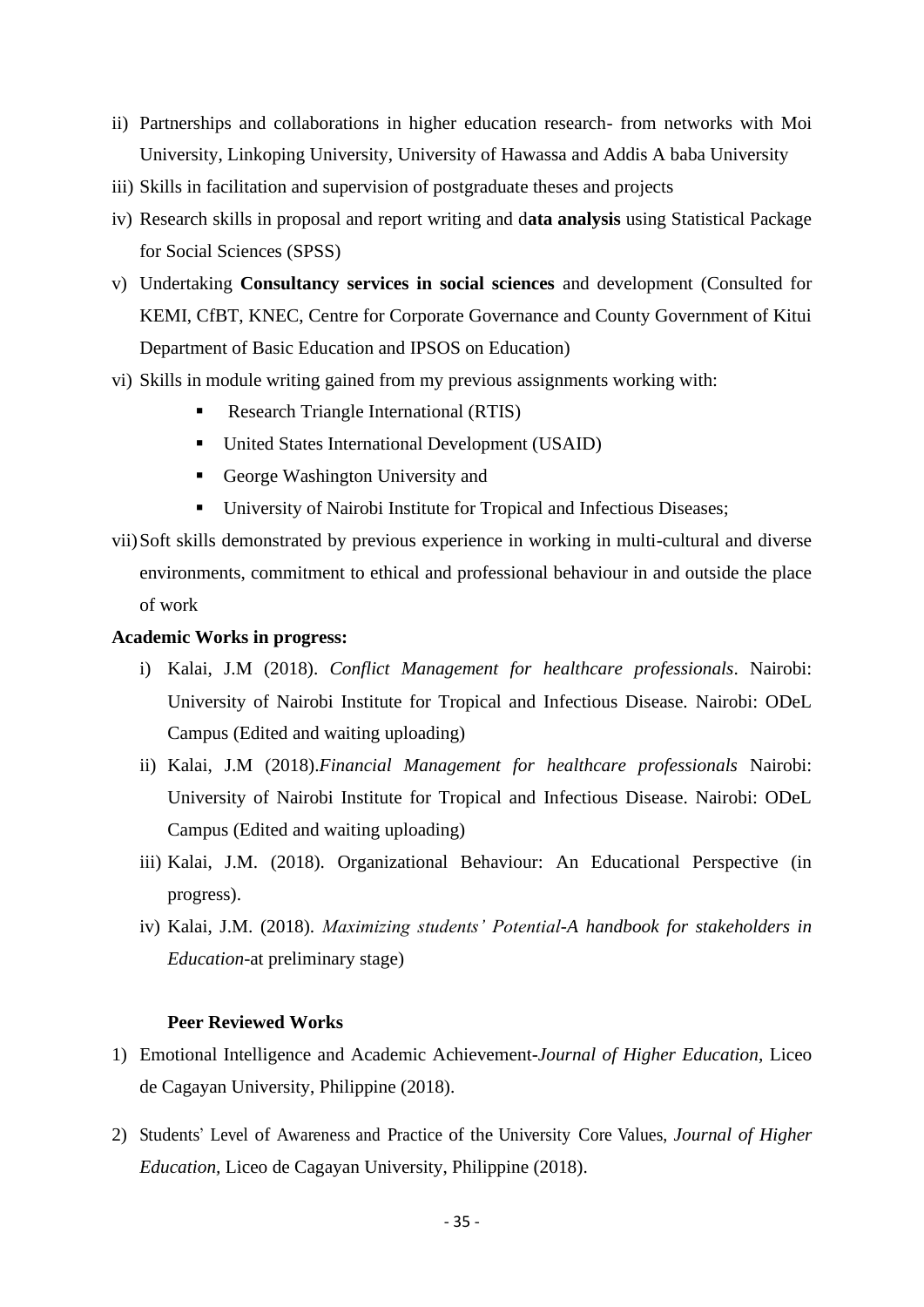ii) Partnerships and collaborations in higher education research- from networks with Moi University, Linkoping University, University of Hawassa and Addis A baba University
iii) Skills in facilitation and supervision of postgraduate theses and projects
iv) Research skills in proposal and report writing and d**ata analysis** using Statistical Package for Social Sciences (SPSS)
v) Undertaking **Consultancy services in social sciences** and development (Consulted for KEMI, CfBT, KNEC, Centre for Corporate Governance and County Government of Kitui Department of Basic Education and IPSOS on Education)
vi) Skills in module writing gained from my previous assignments working with:
   - Research Triangle International (RTIS)
   - United States International Development (USAID)
   - George Washington University and
   - University of Nairobi Institute for Tropical and Infectious Diseases;
vii) Soft skills demonstrated by previous experience in working in multi-cultural and diverse environments, commitment to ethical and professional behaviour in and outside the place of work

**Academic Works in progress:**

i) Kalai, J.M (2018). *Conflict Management for healthcare professionals*. Nairobi: University of Nairobi Institute for Tropical and Infectious Disease. Nairobi: ODeL Campus (Edited and waiting uploading)
ii) Kalai, J.M (2018).*Financial Management for healthcare professionals* Nairobi: University of Nairobi Institute for Tropical and Infectious Disease. Nairobi: ODeL Campus (Edited and waiting uploading)
iii) Kalai, J.M. (2018). Organizational Behaviour: An Educational Perspective (in progress).
iv) Kalai, J.M. (2018). *Maximizing students' Potential-A handbook for stakeholders in Education*-at preliminary stage)

**Peer Reviewed Works**

1) Emotional Intelligence and Academic Achievement-*Journal of Higher Education*, Liceo de Cagayan University, Philippine (2018).
2) Students' Level of Awareness and Practice of the University Core Values, *Journal of Higher Education*, Liceo de Cagayan University, Philippine (2018).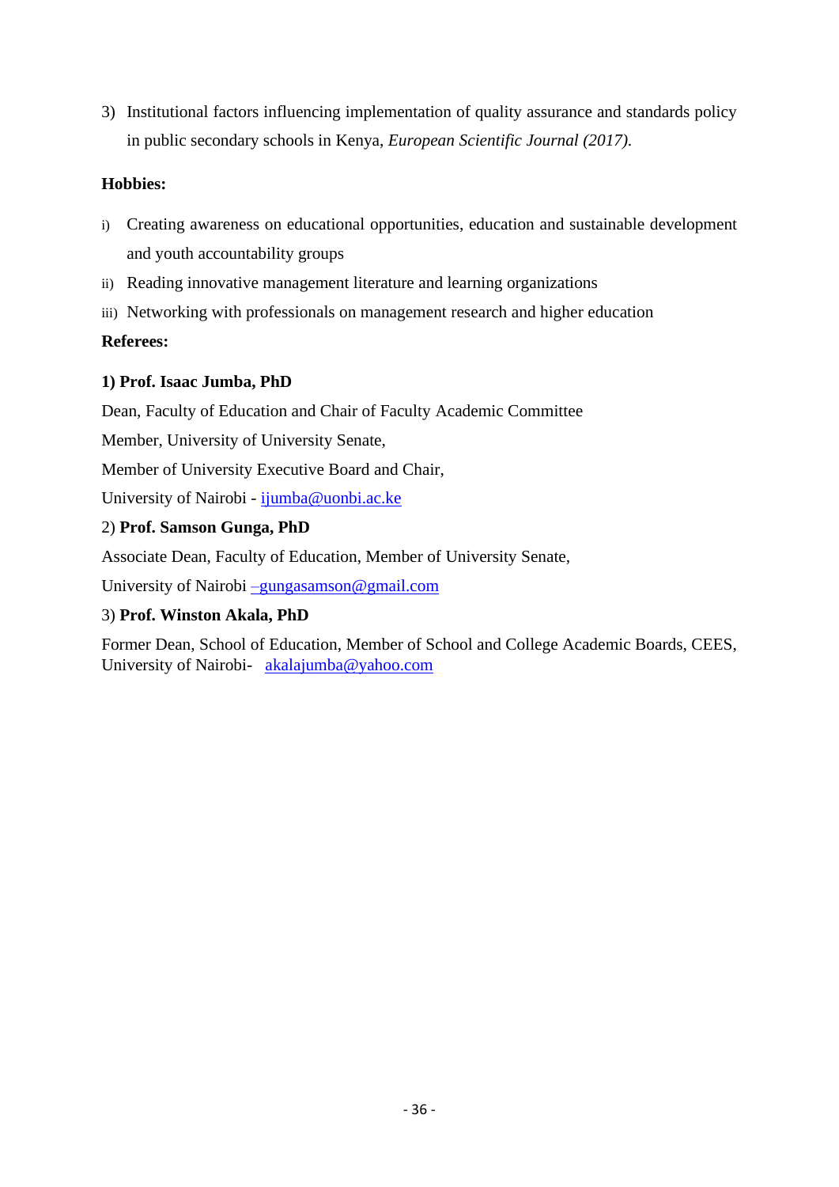3) Institutional factors influencing implementation of quality assurance and standards policy in public secondary schools in Kenya, *European Scientific Journal (2017).*

**Hobbies:**

i) Creating awareness on educational opportunities, education and sustainable development and youth accountability groups
ii) Reading innovative management literature and learning organizations
iii) Networking with professionals on management research and higher education

**Referees:**

**1) Prof. Isaac Jumba, PhD**

Dean, Faculty of Education and Chair of Faculty Academic Committee

Member, University of University Senate,

Member of University Executive Board and Chair,

University of Nairobi - ijumba@uonbi.ac.ke

2) **Prof. Samson Gunga, PhD**

Associate Dean, Faculty of Education, Member of University Senate,

University of Nairobi –gungasamson@gmail.com

3) **Prof. Winston Akala, PhD**

Former Dean, School of Education, Member of School and College Academic Boards, CEES, University of Nairobi- akalajumba@yahoo.com